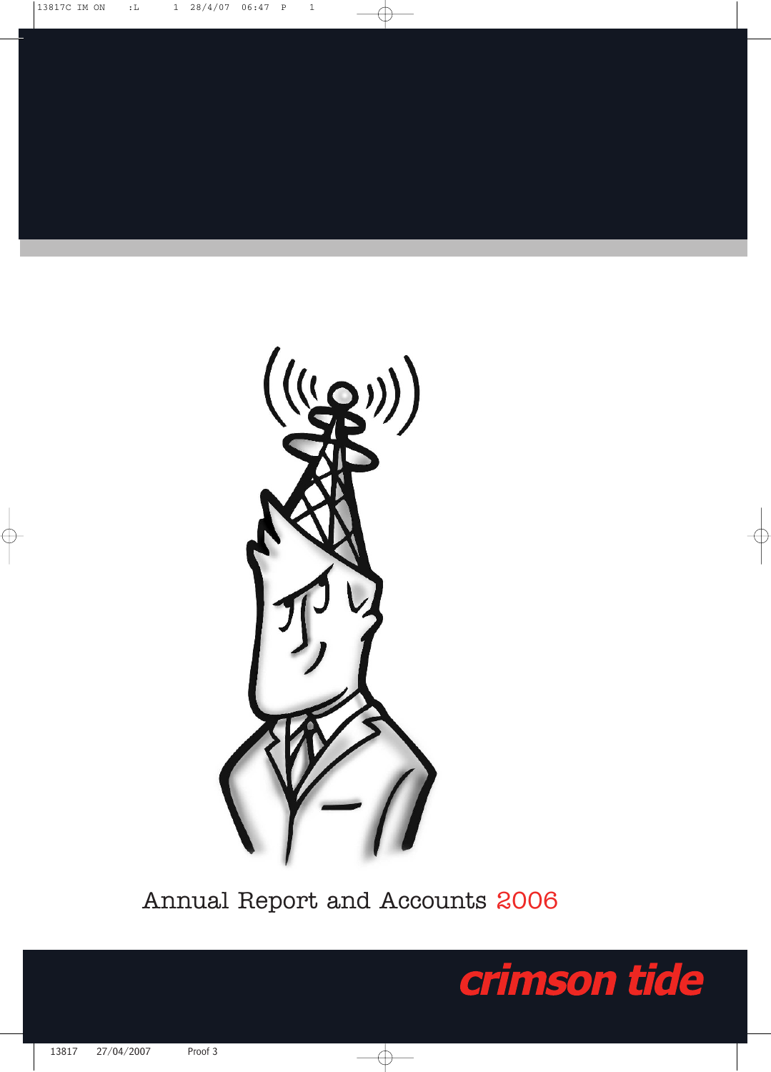# Annual Report and Accounts 2006

crimson tide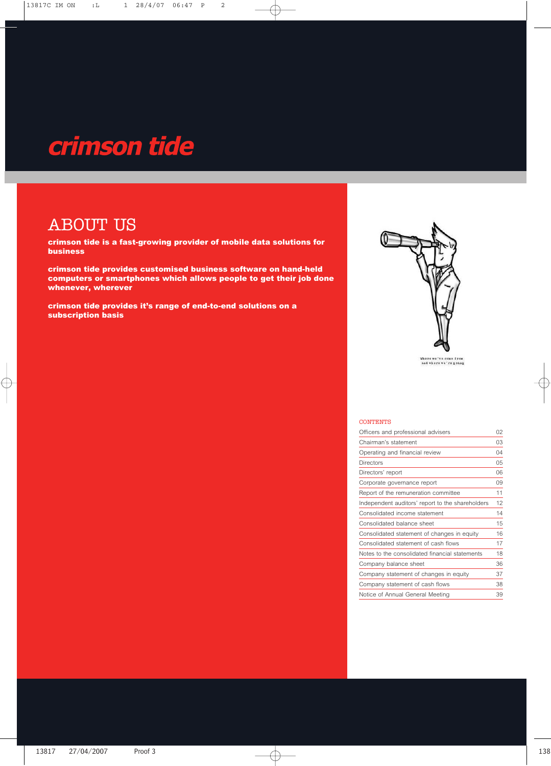# crimson tide

## ABOUT US

**crimson tide is a fast-growing provider of mobile data solutions for business**

**crimson tide provides customised business software on hand-held computers or smartphones which allows people to get their job done whenever, wherever**

**crimson tide provides it's range of end-to-end solutions on a subscription basis**

Where we've come from and where we're going

CONTENTS

| | |
|---|---|
| Officers and professional advisers | 02 |
| Chairman's statement | 03 |
| Operating and financial review | 04 |
| Directors | 05 |
| Directors' report | 06 |
| Corporate governance report | 09 |
| Report of the remuneration committee | 11 |
| Independent auditors' report to the shareholders | 12 |
| Consolidated income statement | 14 |
| Consolidated balance sheet | 15 |
| Consolidated statement of changes in equity | 16 |
| Consolidated statement of cash flows | 17 |
| Notes to the consolidated financial statements | 18 |
| Company balance sheet | 36 |
| Company statement of changes in equity | 37 |
| Company statement of cash flows | 38 |
| Notice of Annual General Meeting | 39 |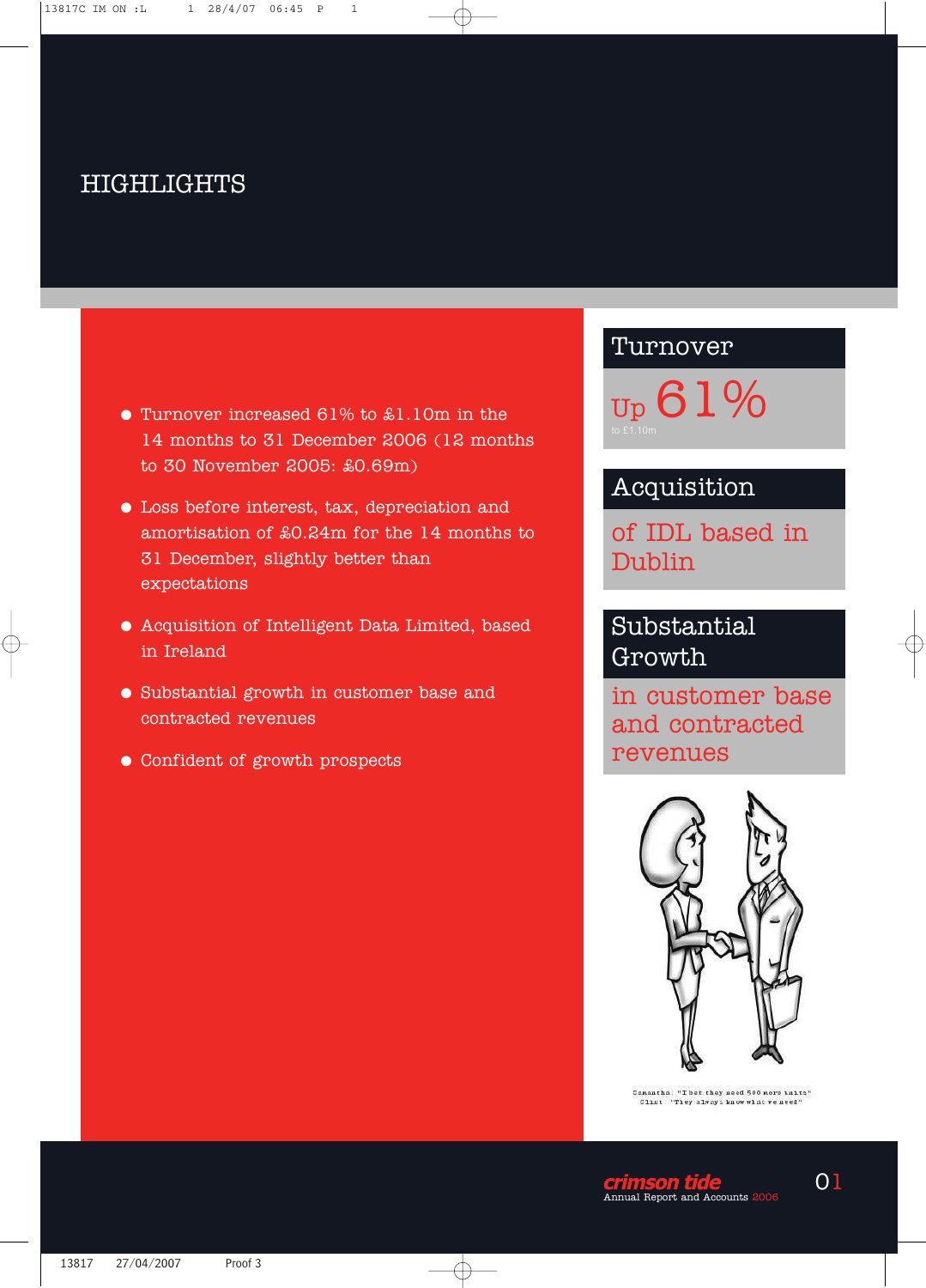# HIGHLIGHTS

- Turnover increased 61% to £1.10m in the 14 months to 31 December 2006 (12 months to 30 November 2005: £0.69m)
- Loss before interest, tax, depreciation and amortisation of £0.24m for the 14 months to 31 December, slightly better than expectations
- Acquisition of Intelligent Data Limited, based in Ireland
- Substantial growth in customer base and contracted revenues
- Confident of growth prospects

## Turnover

Up 61%

to £1.10m

## Acquisition

of IDL based in Dublin

## Substantial Growth

in customer base and contracted revenues

Samantha: "I bet they need 500 more units"
Clint: "They always know what we need"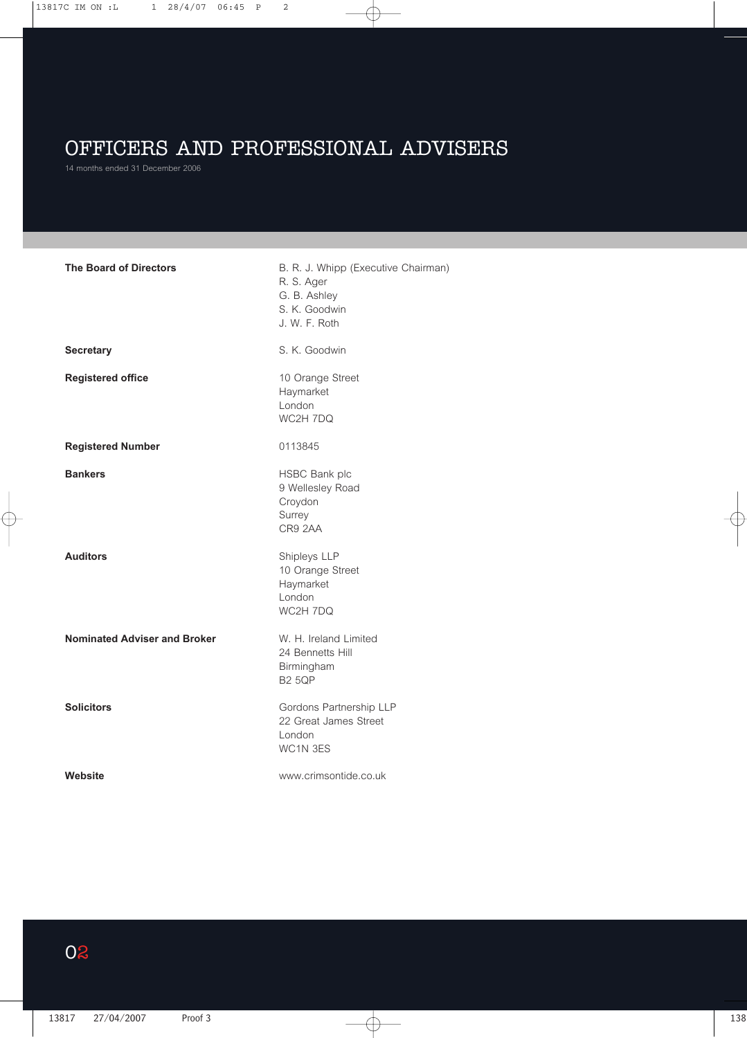# OFFICERS AND PROFESSIONAL ADVISERS

14 months ended 31 December 2006

**The Board of Directors**
B. R. J. Whipp (Executive Chairman)
R. S. Ager
G. B. Ashley
S. K. Goodwin
J. W. F. Roth

**Secretary**
S. K. Goodwin

**Registered office**
10 Orange Street
Haymarket
London
WC2H 7DQ

**Registered Number**
0113845

**Bankers**
HSBC Bank plc
9 Wellesley Road
Croydon
Surrey
CR9 2AA

**Auditors**
Shipleys LLP
10 Orange Street
Haymarket
London
WC2H 7DQ

**Nominated Adviser and Broker**
W. H. Ireland Limited
24 Bennetts Hill
Birmingham
B2 5QP

**Solicitors**
Gordons Partnership LLP
22 Great James Street
London
WC1N 3ES

**Website**
www.crimsontide.co.uk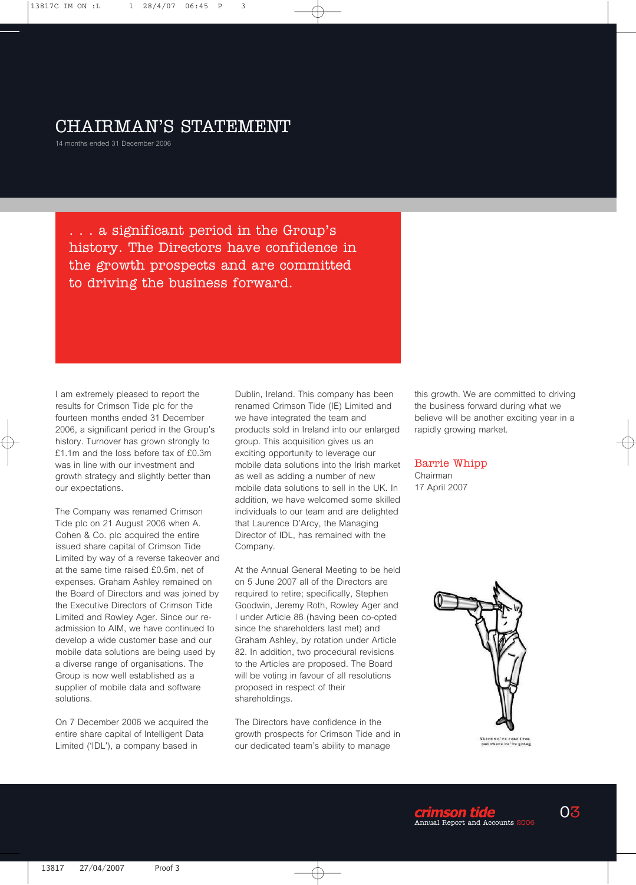# CHAIRMAN'S STATEMENT

14 months ended 31 December 2006

. . . a significant period in the Group's history. The Directors have confidence in the growth prospects and are committed to driving the business forward.

I am extremely pleased to report the results for Crimson Tide plc for the fourteen months ended 31 December 2006, a significant period in the Group's history. Turnover has grown strongly to £1.1m and the loss before tax of £0.3m was in line with our investment and growth strategy and slightly better than our expectations.

The Company was renamed Crimson Tide plc on 21 August 2006 when A. Cohen & Co. plc acquired the entire issued share capital of Crimson Tide Limited by way of a reverse takeover and at the same time raised £0.5m, net of expenses. Graham Ashley remained on the Board of Directors and was joined by the Executive Directors of Crimson Tide Limited and Rowley Ager. Since our re-admission to AIM, we have continued to develop a wide customer base and our mobile data solutions are being used by a diverse range of organisations. The Group is now well established as a supplier of mobile data and software solutions.

On 7 December 2006 we acquired the entire share capital of Intelligent Data Limited ('IDL'), a company based in Dublin, Ireland. This company has been renamed Crimson Tide (IE) Limited and we have integrated the team and products sold in Ireland into our enlarged group. This acquisition gives us an exciting opportunity to leverage our mobile data solutions into the Irish market as well as adding a number of new mobile data solutions to sell in the UK. In addition, we have welcomed some skilled individuals to our team and are delighted that Laurence D'Arcy, the Managing Director of IDL, has remained with the Company.

At the Annual General Meeting to be held on 5 June 2007 all of the Directors are required to retire; specifically, Stephen Goodwin, Jeremy Roth, Rowley Ager and I under Article 88 (having been co-opted since the shareholders last met) and Graham Ashley, by rotation under Article 82. In addition, two procedural revisions to the Articles are proposed. The Board will be voting in favour of all resolutions proposed in respect of their shareholdings.

The Directors have confidence in the growth prospects for Crimson Tide and in our dedicated team's ability to manage this growth. We are committed to driving the business forward during what we believe will be another exciting year in a rapidly growing market.

**Barrie Whipp**
Chairman
17 April 2007

Where we've come from and where we're going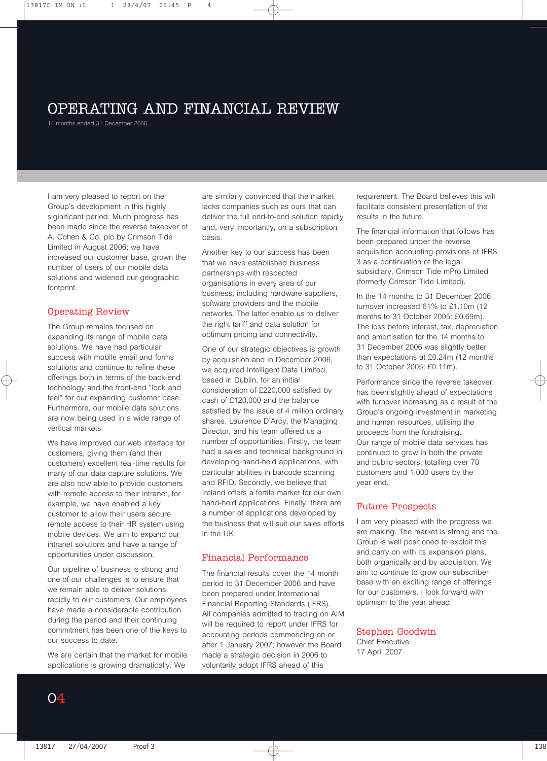# OPERATING AND FINANCIAL REVIEW

14 months ended 31 December 2006

I am very pleased to report on the Group's development in this highly siginificant period. Much progress has been made since the reverse takeover of A. Cohen & Co. plc by Crimson Tide Limited in August 2006; we have increased our customer base, grown the number of users of our mobile data solutions and widened our geographic footprint.

## Operating Review

The Group remains focused on expanding its range of mobile data solutions. We have had particular success with mobile email and forms solutions and continue to refine these offerings both in terms of the back-end technology and the front-end "look and feel" for our expanding customer base. Furthermore, our mobile data solutions are now being used in a wide range of vertical markets.

We have improved our web interface for customers, giving them (and their customers) excellent real-time results for many of our data capture solutions. We are also now able to provide customers with remote access to their intranet, for example, we have enabled a key customer to allow their users secure remote access to their HR system using mobile devices. We aim to expand our intranet solutions and have a range of opportunities under discussion.

Our pipeline of business is strong and one of our challenges is to ensure that we remain able to deliver solutions rapidly to our customers. Our employees have made a considerable contribution during the period and their continuing commitment has been one of the keys to our success to date.

We are certain that the market for mobile applications is growing dramatically. We are similarly convinced that the market lacks companies such as ours that can deliver the full end-to-end solution rapidly and, very importantly, on a subscription basis.

Another key to our success has been that we have established business partnerships with respected organisations in every area of our business, including hardware suppliers, software providers and the mobile networks. The latter enable us to deliver the right tariff and data solution for optimum pricing and connectivity.

One of our strategic objectives is growth by acquisition and in December 2006, we acquired Intelligent Data Limited, based in Dublin, for an initial consideration of £220,000 satisfied by cash of £120,000 and the balance satisfied by the issue of 4 million ordinary shares. Laurence D'Arcy, the Managing Director, and his team offered us a number of opportunities. Firstly, the team had a sales and technical background in developing hand-held applications, with particular abilities in barcode scanning and RFID. Secondly, we believe that Ireland offers a fertile market for our own hand-held applications. Finally, there are a number of applications developed by the business that will suit our sales efforts in the UK.

## Financial Performance

The financial results cover the 14 month period to 31 December 2006 and have been prepared under International Financial Reporting Standards (IFRS). All companies admitted to trading on AIM will be required to report under IFRS for accounting periods commencing on or after 1 January 2007; however the Board made a strategic decision in 2006 to voluntarily adopt IFRS ahead of this requirement. The Board believes this will facilitate consistent presentation of the results in the future.

The financial information that follows has been prepared under the reverse acquisition accounting provisions of IFRS 3 as a continuation of the legal subsidiary, Crimson Tide mPro Limited (formerly Crimson Tide Limited).

In the 14 months to 31 December 2006 turnover increased 61% to £1.10m (12 months to 31 October 2005: £0.69m). The loss before interest, tax, depreciation and amortisation for the 14 months to 31 December 2006 was slightly better than expectations at £0.24m (12 months to 31 October 2005: £0.11m).

Performance since the reverse takeover has been slightly ahead of expectations with turnover increasing as a result of the Group's ongoing investment in marketing and human resources, utilising the proceeds from the fundraising. Our range of mobile data services has continued to grow in both the private and public sectors, totalling over 70 customers and 1,000 users by the year end.

## Future Prospects

I am very pleased with the progress we are making. The market is strong and the Group is well positioned to exploit this and carry on with its expansion plans, both organically and by acquisition. We aim to continue to grow our subscriber base with an exciting range of offerings for our customers. I look forward with optimism to the year ahead.

**Stephen Goodwin**
Chief Executive
17 April 2007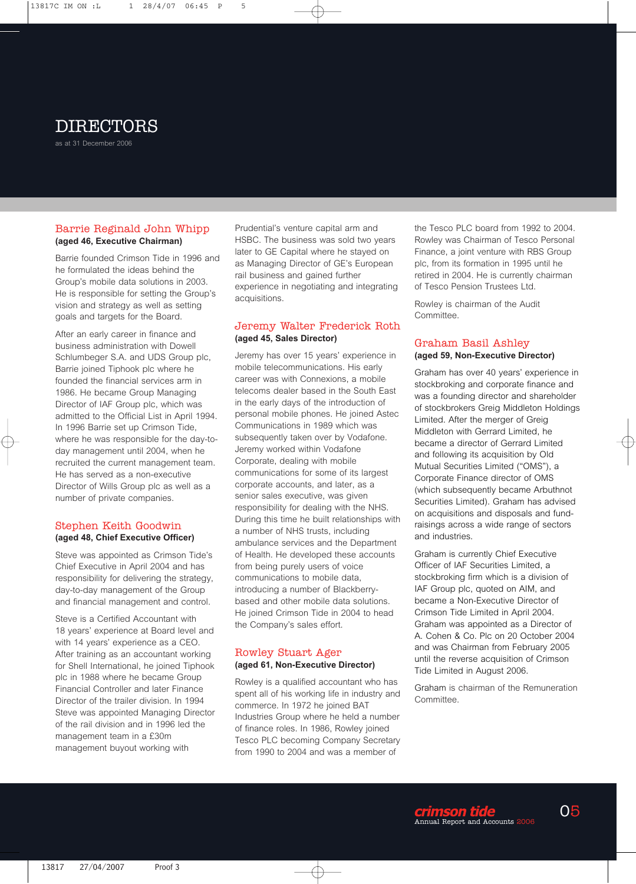# DIRECTORS

as at 31 December 2006

## Barrie Reginald John Whipp

**(aged 46, Executive Chairman)**

Barrie founded Crimson Tide in 1996 and he formulated the ideas behind the Group's mobile data solutions in 2003. He is responsible for setting the Group's vision and strategy as well as setting goals and targets for the Board.

After an early career in finance and business administration with Dowell Schlumbeger S.A. and UDS Group plc, Barrie joined Tiphook plc where he founded the financial services arm in 1986. He became Group Managing Director of IAF Group plc, which was admitted to the Official List in April 1994. In 1996 Barrie set up Crimson Tide, where he was responsible for the day-to-day management until 2004, when he recruited the current management team. He has served as a non-executive Director of Wills Group plc as well as a number of private companies.

## Stephen Keith Goodwin

**(aged 48, Chief Executive Officer)**

Steve was appointed as Crimson Tide's Chief Executive in April 2004 and has responsibility for delivering the strategy, day-to-day management of the Group and financial management and control.

Steve is a Certified Accountant with 18 years' experience at Board level and with 14 years' experience as a CEO. After training as an accountant working for Shell International, he joined Tiphook plc in 1988 where he became Group Financial Controller and later Finance Director of the trailer division. In 1994 Steve was appointed Managing Director of the rail division and in 1996 led the management team in a £30m management buyout working with Prudential's venture capital arm and HSBC. The business was sold two years later to GE Capital where he stayed on as Managing Director of GE's European rail business and gained further experience in negotiating and integrating acquisitions.

## Jeremy Walter Frederick Roth

**(aged 45, Sales Director)**

Jeremy has over 15 years' experience in mobile telecommunications. His early career was with Connexions, a mobile telecoms dealer based in the South East in the early days of the introduction of personal mobile phones. He joined Astec Communications in 1989 which was subsequently taken over by Vodafone. Jeremy worked within Vodafone Corporate, dealing with mobile communications for some of its largest corporate accounts, and later, as a senior sales executive, was given responsibility for dealing with the NHS. During this time he built relationships with a number of NHS trusts, including ambulance services and the Department of Health. He developed these accounts from being purely users of voice communications to mobile data, introducing a number of Blackberry-based and other mobile data solutions. He joined Crimson Tide in 2004 to head the Company's sales effort.

## Rowley Stuart Ager

**(aged 61, Non-Executive Director)**

Rowley is a qualified accountant who has spent all of his working life in industry and commerce. In 1972 he joined BAT Industries Group where he held a number of finance roles. In 1986, Rowley joined Tesco PLC becoming Company Secretary from 1990 to 2004 and was a member of the Tesco PLC board from 1992 to 2004. Rowley was Chairman of Tesco Personal Finance, a joint venture with RBS Group plc, from its formation in 1995 until he retired in 2004. He is currently chairman of Tesco Pension Trustees Ltd.

Rowley is chairman of the Audit Committee.

## Graham Basil Ashley

**(aged 59, Non-Executive Director)**

Graham has over 40 years' experience in stockbroking and corporate finance and was a founding director and shareholder of stockbrokers Greig Middleton Holdings Limited. After the merger of Greig Middleton with Gerrard Limited, he became a director of Gerrard Limited and following its acquisition by Old Mutual Securities Limited ("OMS"), a Corporate Finance director of OMS (which subsequently became Arbuthnot Securities Limited). Graham has advised on acquisitions and disposals and fund-raisings across a wide range of sectors and industries.

Graham is currently Chief Executive Officer of IAF Securities Limited, a stockbroking firm which is a division of IAF Group plc, quoted on AIM, and became a Non-Executive Director of Crimson Tide Limited in April 2004. Graham was appointed as a Director of A. Cohen & Co. Plc on 20 October 2004 and was Chairman from February 2005 until the reverse acquisition of Crimson Tide Limited in August 2006.

Graham is chairman of the Remuneration Committee.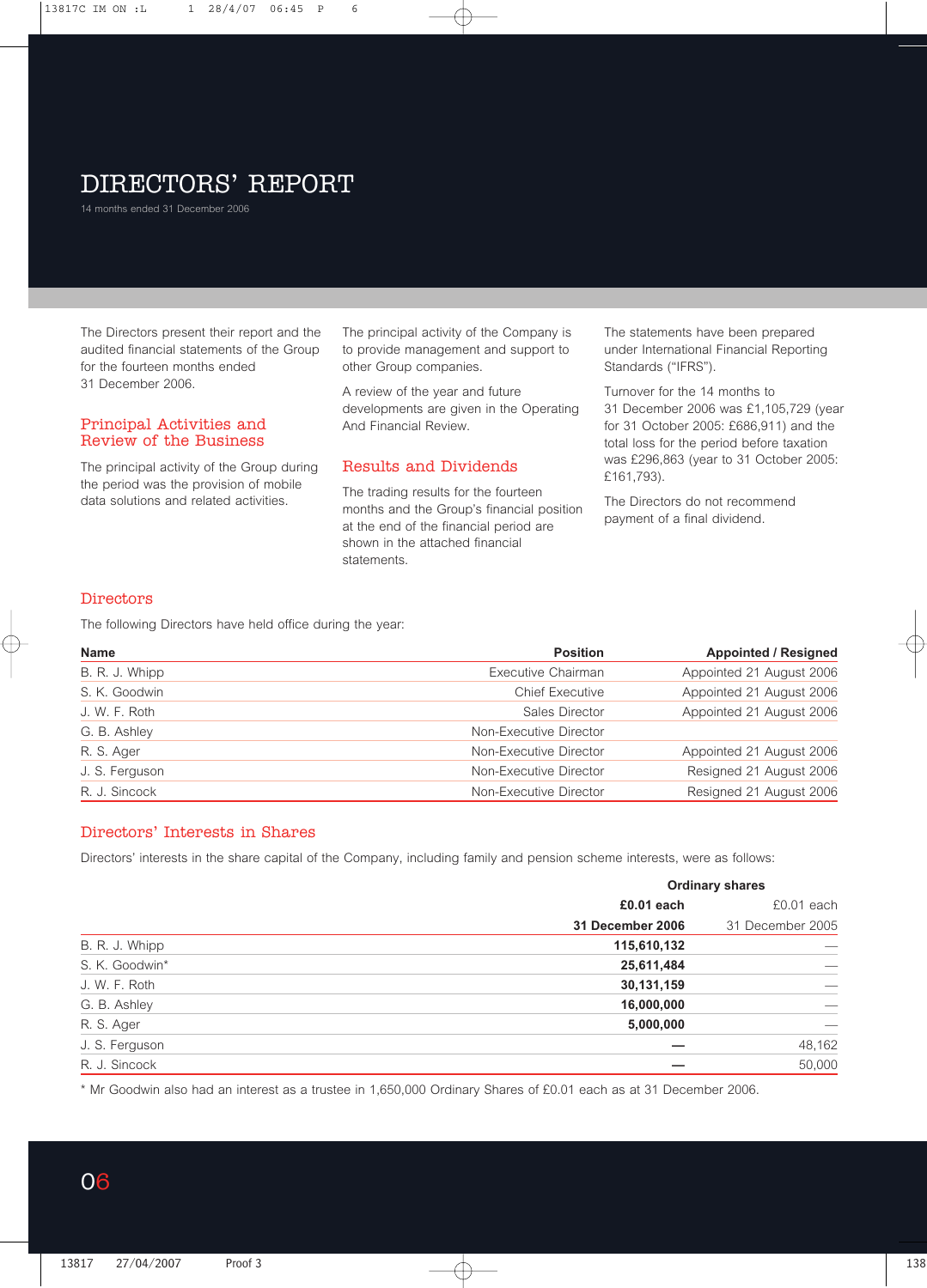# DIRECTORS' REPORT

14 months ended 31 December 2006

The Directors present their report and the audited financial statements of the Group for the fourteen months ended 31 December 2006.

## Principal Activities and Review of the Business

The principal activity of the Group during the period was the provision of mobile data solutions and related activities.

The principal activity of the Company is to provide management and support to other Group companies.

A review of the year and future developments are given in the Operating And Financial Review.

## Results and Dividends

The trading results for the fourteen months and the Group's financial position at the end of the financial period are shown in the attached financial statements.

The statements have been prepared under International Financial Reporting Standards ("IFRS").

Turnover for the 14 months to 31 December 2006 was £1,105,729 (year for 31 October 2005: £686,911) and the total loss for the period before taxation was £296,863 (year to 31 October 2005: £161,793).

The Directors do not recommend payment of a final dividend.

## Directors

The following Directors have held office during the year:

| Name | Position | Appointed / Resigned |
|---|---|---|
| B. R. J. Whipp | Executive Chairman | Appointed 21 August 2006 |
| S. K. Goodwin | Chief Executive | Appointed 21 August 2006 |
| J. W. F. Roth | Sales Director | Appointed 21 August 2006 |
| G. B. Ashley | Non-Executive Director | |
| R. S. Ager | Non-Executive Director | Appointed 21 August 2006 |
| J. S. Ferguson | Non-Executive Director | Resigned 21 August 2006 |
| R. J. Sincock | Non-Executive Director | Resigned 21 August 2006 |

## Directors' Interests in Shares

Directors' interests in the share capital of the Company, including family and pension scheme interests, were as follows:

| | Ordinary shares | |
|---|---|---|
| | **£0.01 each** | £0.01 each |
| | **31 December 2006** | 31 December 2005 |
| B. R. J. Whipp | **115,610,132** | — |
| S. K. Goodwin* | **25,611,484** | — |
| J. W. F. Roth | **30,131,159** | — |
| G. B. Ashley | **16,000,000** | — |
| R. S. Ager | **5,000,000** | — |
| J. S. Ferguson | **—** | 48,162 |
| R. J. Sincock | **—** | 50,000 |

* Mr Goodwin also had an interest as a trustee in 1,650,000 Ordinary Shares of £0.01 each as at 31 December 2006.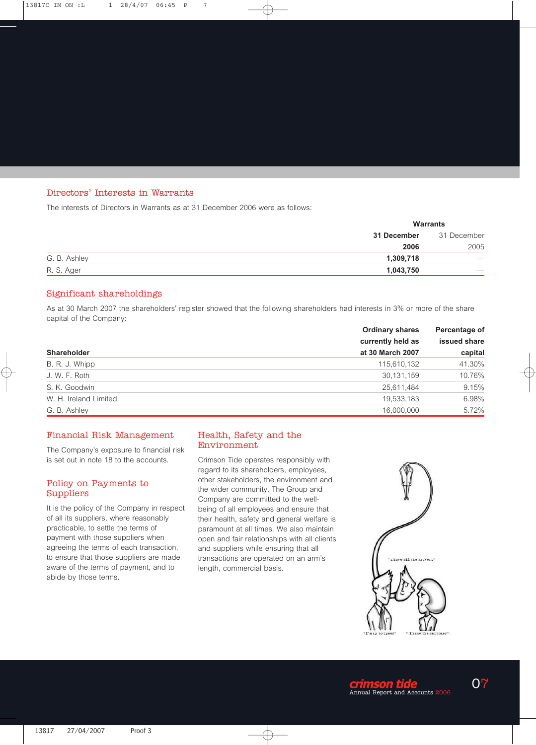## Directors' Interests in Warrants

The interests of Directors in Warrants as at 31 December 2006 were as follows:

| | Warrants | |
|---|---|---|
| | **31 December 2006** | 31 December 2005 |
| G. B. Ashley | **1,309,718** | — |
| R. S. Ager | **1,043,750** | — |

## Significant shareholdings

As at 30 March 2007 the shareholders' register showed that the following shareholders had interests in 3% or more of the share capital of the Company:

| Shareholder | Ordinary shares currently held as at 30 March 2007 | Percentage of issued share capital |
|---|---|---|
| B. R. J. Whipp | 115,610,132 | 41.30% |
| J. W. F. Roth | 30,131,159 | 10.76% |
| S. K. Goodwin | 25,611,484 | 9.15% |
| W. H. Ireland Limited | 19,533,183 | 6.98% |
| G. B. Ashley | 16,000,000 | 5.72% |

## Financial Risk Management

The Company's exposure to financial risk is set out in note 18 to the accounts.

## Policy on Payments to Suppliers

It is the policy of the Company in respect of all its suppliers, where reasonably practicable, to settle the terms of payment with those suppliers when agreeing the terms of each transaction, to ensure that those suppliers are made aware of the terms of payment, and to abide by those terms.

## Health, Safety and the Environment

Crimson Tide operates responsibly with regard to its shareholders, employees, other stakeholders, the environment and the wider community. The Group and Company are committed to the well-being of all employees and ensure that their health, safety and general welfare is paramount at all times. We also maintain open and fair relationships with all clients and suppliers while ensuring that all transactions are operated on an arm's length, commercial basis.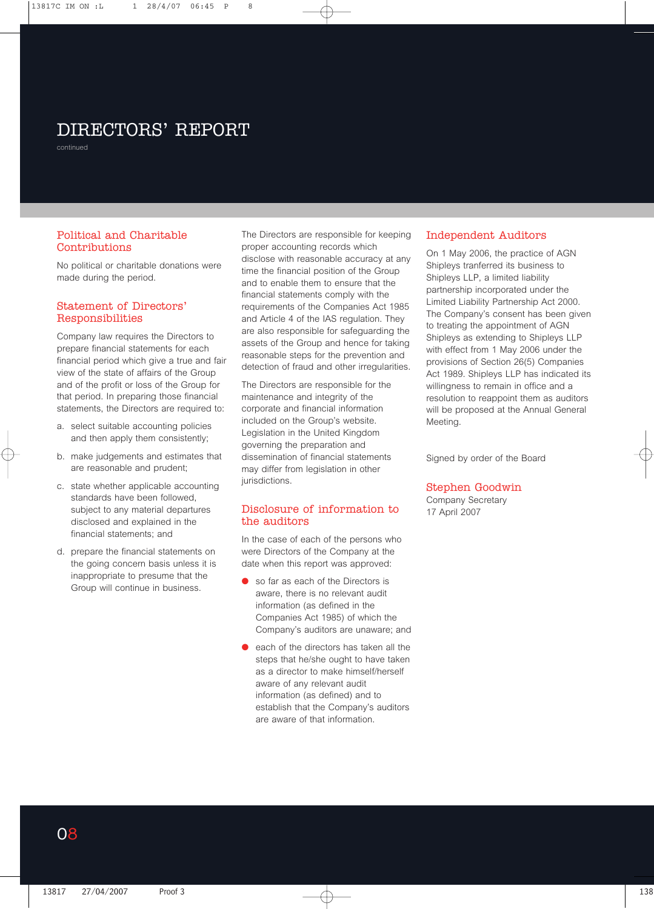# DIRECTORS' REPORT

continued

## Political and Charitable Contributions

No political or charitable donations were made during the period.

## Statement of Directors' Responsibilities

Company law requires the Directors to prepare financial statements for each financial period which give a true and fair view of the state of affairs of the Group and of the profit or loss of the Group for that period. In preparing those financial statements, the Directors are required to:

a. select suitable accounting policies and then apply them consistently;

b. make judgements and estimates that are reasonable and prudent;

c. state whether applicable accounting standards have been followed, subject to any material departures disclosed and explained in the financial statements; and

d. prepare the financial statements on the going concern basis unless it is inappropriate to presume that the Group will continue in business.

The Directors are responsible for keeping proper accounting records which disclose with reasonable accuracy at any time the financial position of the Group and to enable them to ensure that the financial statements comply with the requirements of the Companies Act 1985 and Article 4 of the IAS regulation. They are also responsible for safeguarding the assets of the Group and hence for taking reasonable steps for the prevention and detection of fraud and other irregularities.

The Directors are responsible for the maintenance and integrity of the corporate and financial information included on the Group's website. Legislation in the United Kingdom governing the preparation and dissemination of financial statements may differ from legislation in other jurisdictions.

## Disclosure of information to the auditors

In the case of each of the persons who were Directors of the Company at the date when this report was approved:

- so far as each of the Directors is aware, there is no relevant audit information (as defined in the Companies Act 1985) of which the Company's auditors are unaware; and
- each of the directors has taken all the steps that he/she ought to have taken as a director to make himself/herself aware of any relevant audit information (as defined) and to establish that the Company's auditors are aware of that information.

## Independent Auditors

On 1 May 2006, the practice of AGN Shipleys tranferred its business to Shipleys LLP, a limited liability partnership incorporated under the Limited Liability Partnership Act 2000. The Company's consent has been given to treating the appointment of AGN Shipleys as extending to Shipleys LLP with effect from 1 May 2006 under the provisions of Section 26(5) Companies Act 1989. Shipleys LLP has indicated its willingness to remain in office and a resolution to reappoint them as auditors will be proposed at the Annual General Meeting.

Signed by order of the Board

**Stephen Goodwin**
Company Secretary
17 April 2007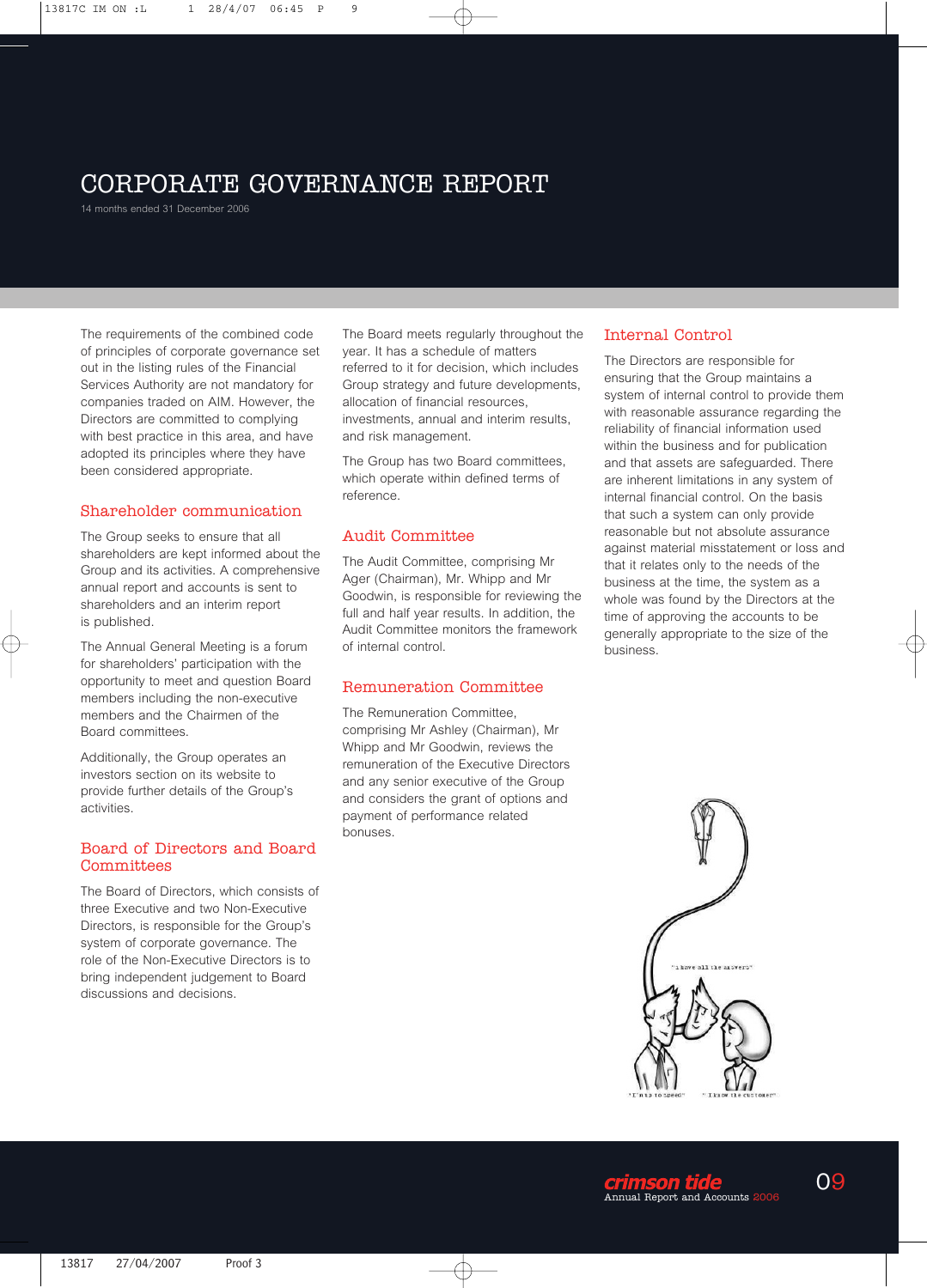# CORPORATE GOVERNANCE REPORT

14 months ended 31 December 2006

The requirements of the combined code of principles of corporate governance set out in the listing rules of the Financial Services Authority are not mandatory for companies traded on AIM. However, the Directors are committed to complying with best practice in this area, and have adopted its principles where they have been considered appropriate.

## Shareholder communication

The Group seeks to ensure that all shareholders are kept informed about the Group and its activities. A comprehensive annual report and accounts is sent to shareholders and an interim report is published.

The Annual General Meeting is a forum for shareholders' participation with the opportunity to meet and question Board members including the non-executive members and the Chairmen of the Board committees.

Additionally, the Group operates an investors section on its website to provide further details of the Group's activities.

## Board of Directors and Board Committees

The Board of Directors, which consists of three Executive and two Non-Executive Directors, is responsible for the Group's system of corporate governance. The role of the Non-Executive Directors is to bring independent judgement to Board discussions and decisions.

The Board meets regularly throughout the year. It has a schedule of matters referred to it for decision, which includes Group strategy and future developments, allocation of financial resources, investments, annual and interim results, and risk management.

The Group has two Board committees, which operate within defined terms of reference.

## Audit Committee

The Audit Committee, comprising Mr Ager (Chairman), Mr. Whipp and Mr Goodwin, is responsible for reviewing the full and half year results. In addition, the Audit Committee monitors the framework of internal control.

## Remuneration Committee

The Remuneration Committee, comprising Mr Ashley (Chairman), Mr Whipp and Mr Goodwin, reviews the remuneration of the Executive Directors and any senior executive of the Group and considers the grant of options and payment of performance related bonuses.

## Internal Control

The Directors are responsible for ensuring that the Group maintains a system of internal control to provide them with reasonable assurance regarding the reliability of financial information used within the business and for publication and that assets are safeguarded. There are inherent limitations in any system of internal financial control. On the basis that such a system can only provide reasonable but not absolute assurance against material misstatement or loss and that it relates only to the needs of the business at the time, the system as a whole was found by the Directors at the time of approving the accounts to be generally appropriate to the size of the business.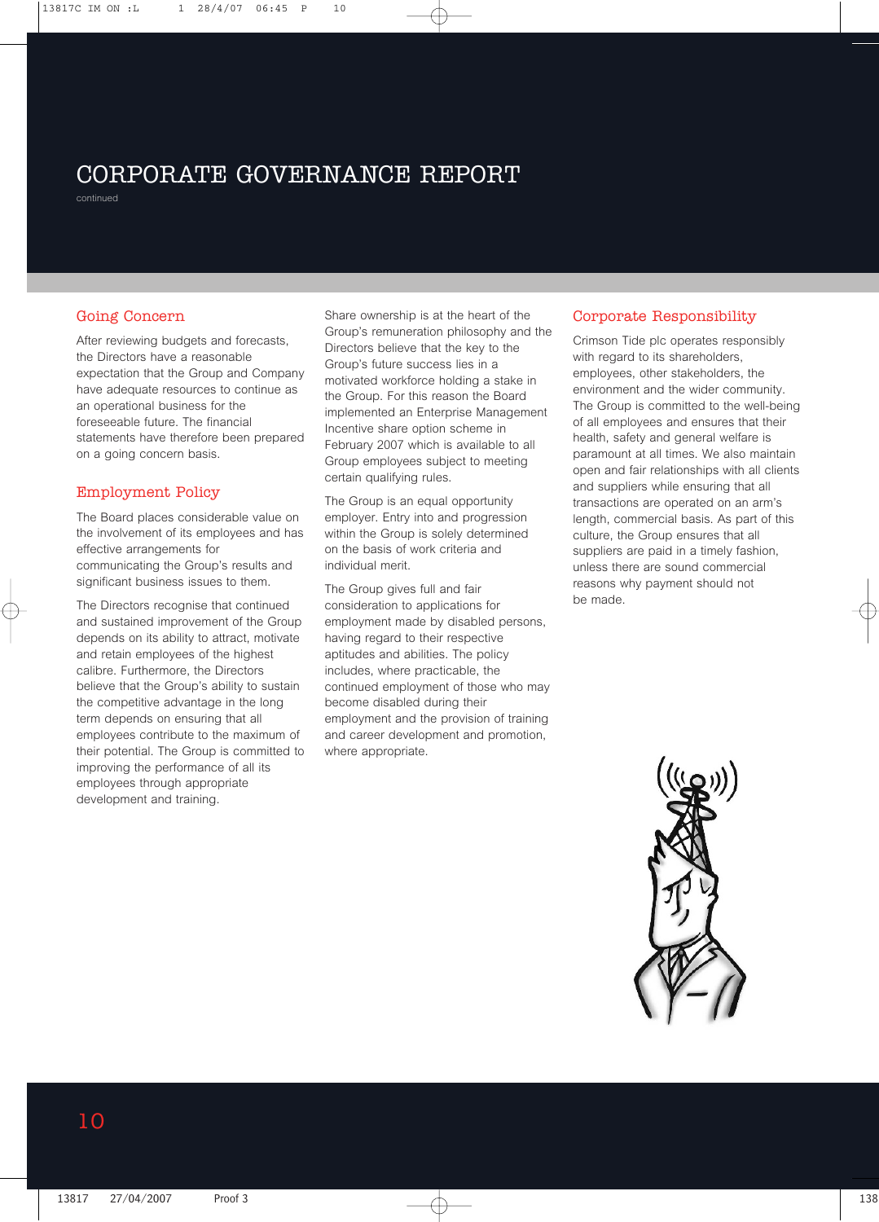# CORPORATE GOVERNANCE REPORT

continued

## Going Concern

After reviewing budgets and forecasts, the Directors have a reasonable expectation that the Group and Company have adequate resources to continue as an operational business for the foreseeable future. The financial statements have therefore been prepared on a going concern basis.

## Employment Policy

The Board places considerable value on the involvement of its employees and has effective arrangements for communicating the Group's results and significant business issues to them.

The Directors recognise that continued and sustained improvement of the Group depends on its ability to attract, motivate and retain employees of the highest calibre. Furthermore, the Directors believe that the Group's ability to sustain the competitive advantage in the long term depends on ensuring that all employees contribute to the maximum of their potential. The Group is committed to improving the performance of all its employees through appropriate development and training.

Share ownership is at the heart of the Group's remuneration philosophy and the Directors believe that the key to the Group's future success lies in a motivated workforce holding a stake in the Group. For this reason the Board implemented an Enterprise Management Incentive share option scheme in February 2007 which is available to all Group employees subject to meeting certain qualifying rules.

The Group is an equal opportunity employer. Entry into and progression within the Group is solely determined on the basis of work criteria and individual merit.

The Group gives full and fair consideration to applications for employment made by disabled persons, having regard to their respective aptitudes and abilities. The policy includes, where practicable, the continued employment of those who may become disabled during their employment and the provision of training and career development and promotion, where appropriate.

## Corporate Responsibility

Crimson Tide plc operates responsibly with regard to its shareholders, employees, other stakeholders, the environment and the wider community. The Group is committed to the well-being of all employees and ensures that their health, safety and general welfare is paramount at all times. We also maintain open and fair relationships with all clients and suppliers while ensuring that all transactions are operated on an arm's length, commercial basis. As part of this culture, the Group ensures that all suppliers are paid in a timely fashion, unless there are sound commercial reasons why payment should not be made.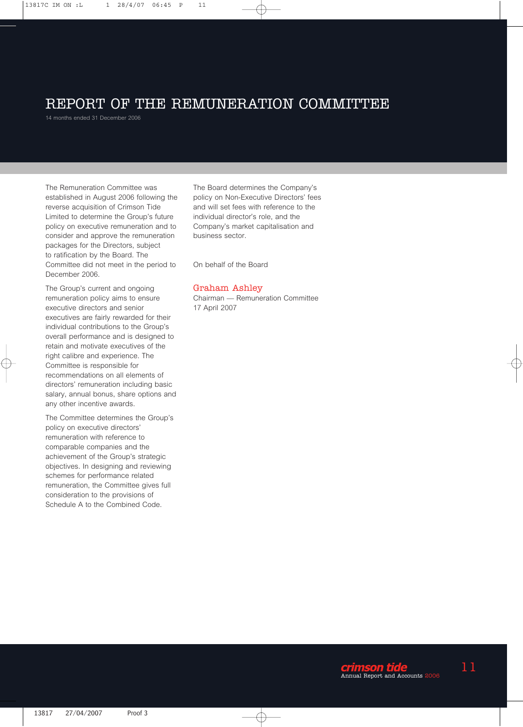# REPORT OF THE REMUNERATION COMMITTEE

14 months ended 31 December 2006

The Remuneration Committee was established in August 2006 following the reverse acquisition of Crimson Tide Limited to determine the Group's future policy on executive remuneration and to consider and approve the remuneration packages for the Directors, subject to ratification by the Board. The Committee did not meet in the period to December 2006.

The Group's current and ongoing remuneration policy aims to ensure executive directors and senior executives are fairly rewarded for their individual contributions to the Group's overall performance and is designed to retain and motivate executives of the right calibre and experience. The Committee is responsible for recommendations on all elements of directors' remuneration including basic salary, annual bonus, share options and any other incentive awards.

The Committee determines the Group's policy on executive directors' remuneration with reference to comparable companies and the achievement of the Group's strategic objectives. In designing and reviewing schemes for performance related remuneration, the Committee gives full consideration to the provisions of Schedule A to the Combined Code.

The Board determines the Company's policy on Non-Executive Directors' fees and will set fees with reference to the individual director's role, and the Company's market capitalisation and business sector.

On behalf of the Board

Graham Ashley
Chairman — Remuneration Committee
17 April 2007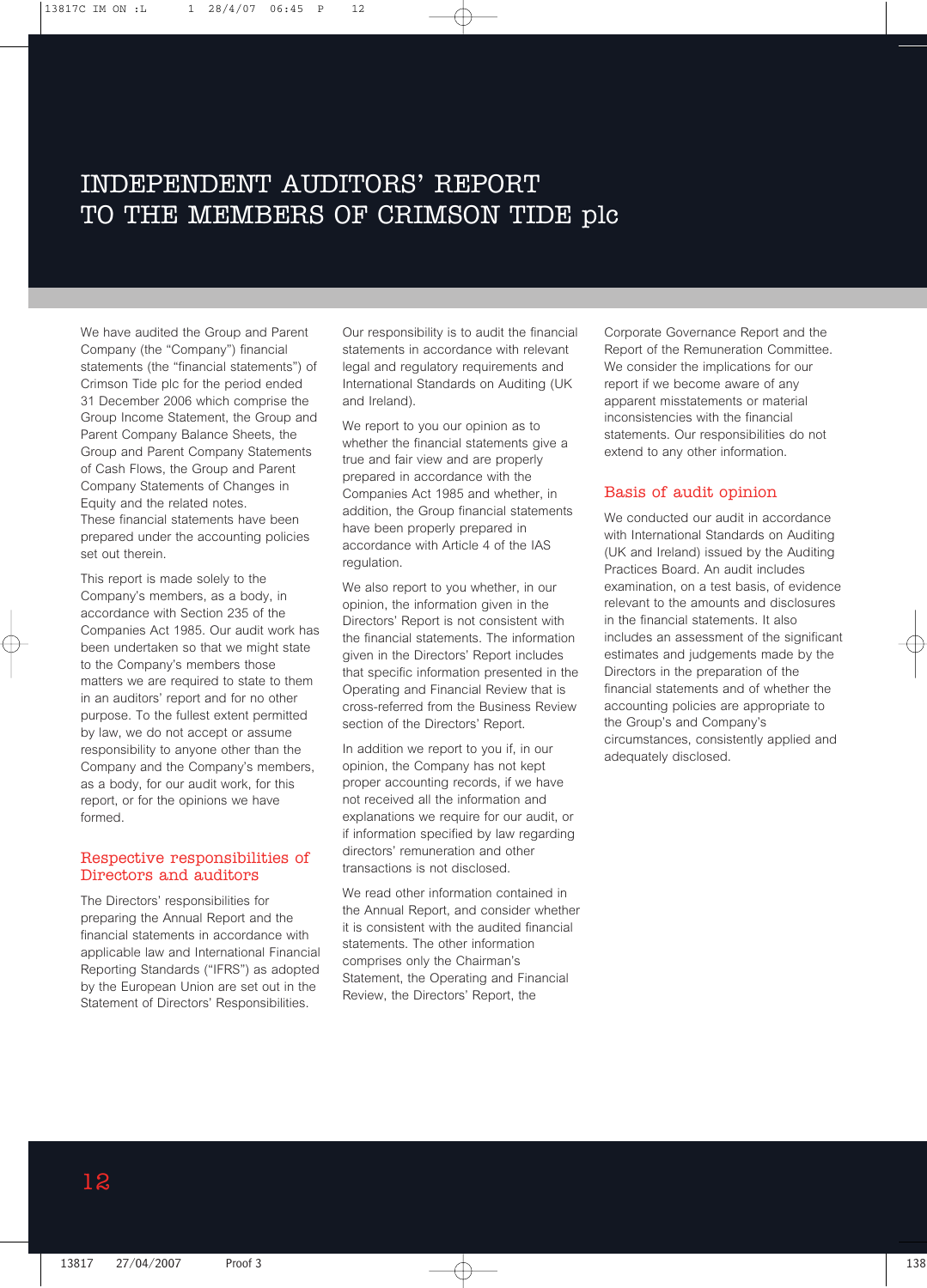# INDEPENDENT AUDITORS' REPORT TO THE MEMBERS OF CRIMSON TIDE plc

We have audited the Group and Parent Company (the "Company") financial statements (the "financial statements") of Crimson Tide plc for the period ended 31 December 2006 which comprise the Group Income Statement, the Group and Parent Company Balance Sheets, the Group and Parent Company Statements of Cash Flows, the Group and Parent Company Statements of Changes in Equity and the related notes. These financial statements have been prepared under the accounting policies set out therein.

This report is made solely to the Company's members, as a body, in accordance with Section 235 of the Companies Act 1985. Our audit work has been undertaken so that we might state to the Company's members those matters we are required to state to them in an auditors' report and for no other purpose. To the fullest extent permitted by law, we do not accept or assume responsibility to anyone other than the Company and the Company's members, as a body, for our audit work, for this report, or for the opinions we have formed.

## Respective responsibilities of Directors and auditors

The Directors' responsibilities for preparing the Annual Report and the financial statements in accordance with applicable law and International Financial Reporting Standards ("IFRS") as adopted by the European Union are set out in the Statement of Directors' Responsibilities.

Our responsibility is to audit the financial statements in accordance with relevant legal and regulatory requirements and International Standards on Auditing (UK and Ireland).

We report to you our opinion as to whether the financial statements give a true and fair view and are properly prepared in accordance with the Companies Act 1985 and whether, in addition, the Group financial statements have been properly prepared in accordance with Article 4 of the IAS regulation.

We also report to you whether, in our opinion, the information given in the Directors' Report is not consistent with the financial statements. The information given in the Directors' Report includes that specific information presented in the Operating and Financial Review that is cross-referred from the Business Review section of the Directors' Report.

In addition we report to you if, in our opinion, the Company has not kept proper accounting records, if we have not received all the information and explanations we require for our audit, or if information specified by law regarding directors' remuneration and other transactions is not disclosed.

We read other information contained in the Annual Report, and consider whether it is consistent with the audited financial statements. The other information comprises only the Chairman's Statement, the Operating and Financial Review, the Directors' Report, the Corporate Governance Report and the Report of the Remuneration Committee. We consider the implications for our report if we become aware of any apparent misstatements or material inconsistencies with the financial statements. Our responsibilities do not extend to any other information.

## Basis of audit opinion

We conducted our audit in accordance with International Standards on Auditing (UK and Ireland) issued by the Auditing Practices Board. An audit includes examination, on a test basis, of evidence relevant to the amounts and disclosures in the financial statements. It also includes an assessment of the significant estimates and judgements made by the Directors in the preparation of the financial statements and of whether the accounting policies are appropriate to the Group's and Company's circumstances, consistently applied and adequately disclosed.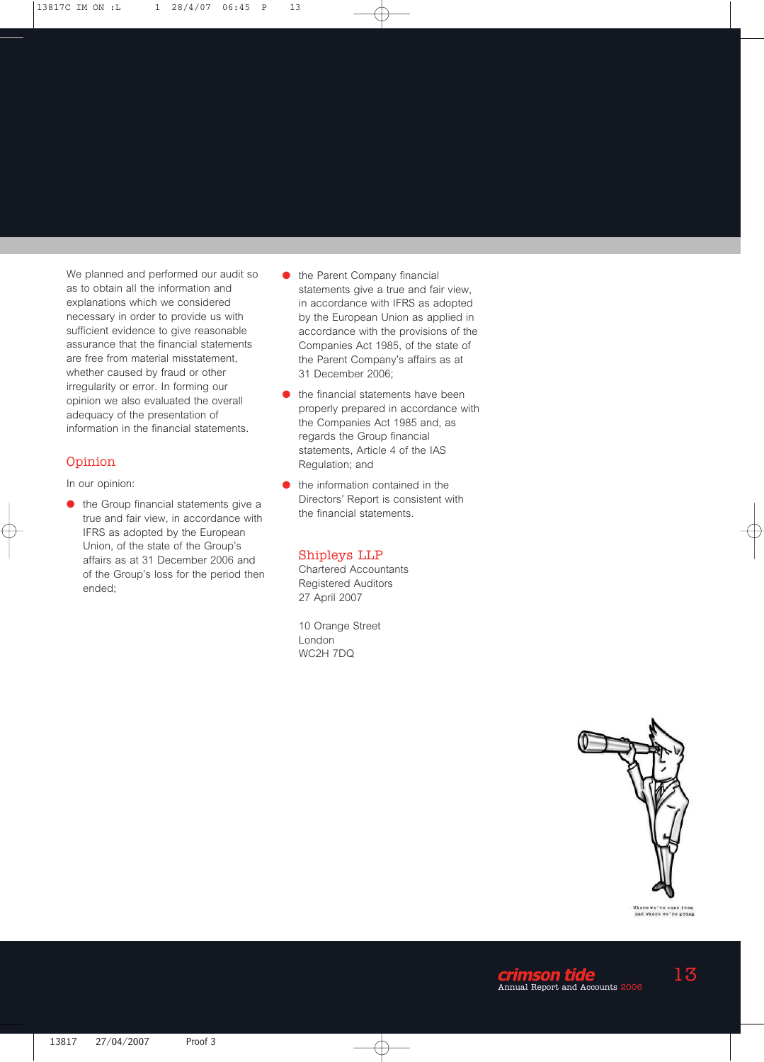We planned and performed our audit so as to obtain all the information and explanations which we considered necessary in order to provide us with sufficient evidence to give reasonable assurance that the financial statements are free from material misstatement, whether caused by fraud or other irregularity or error. In forming our opinion we also evaluated the overall adequacy of the presentation of information in the financial statements.

## Opinion

In our opinion:

- the Group financial statements give a true and fair view, in accordance with IFRS as adopted by the European Union, of the state of the Group's affairs as at 31 December 2006 and of the Group's loss for the period then ended;
- the Parent Company financial statements give a true and fair view, in accordance with IFRS as adopted by the European Union as applied in accordance with the provisions of the Companies Act 1985, of the state of the Parent Company's affairs as at 31 December 2006;
- the financial statements have been properly prepared in accordance with the Companies Act 1985 and, as regards the Group financial statements, Article 4 of the IAS Regulation; and
- the information contained in the Directors' Report is consistent with the financial statements.

**Shipleys LLP**
Chartered Accountants
Registered Auditors
27 April 2007

10 Orange Street
London
WC2H 7DQ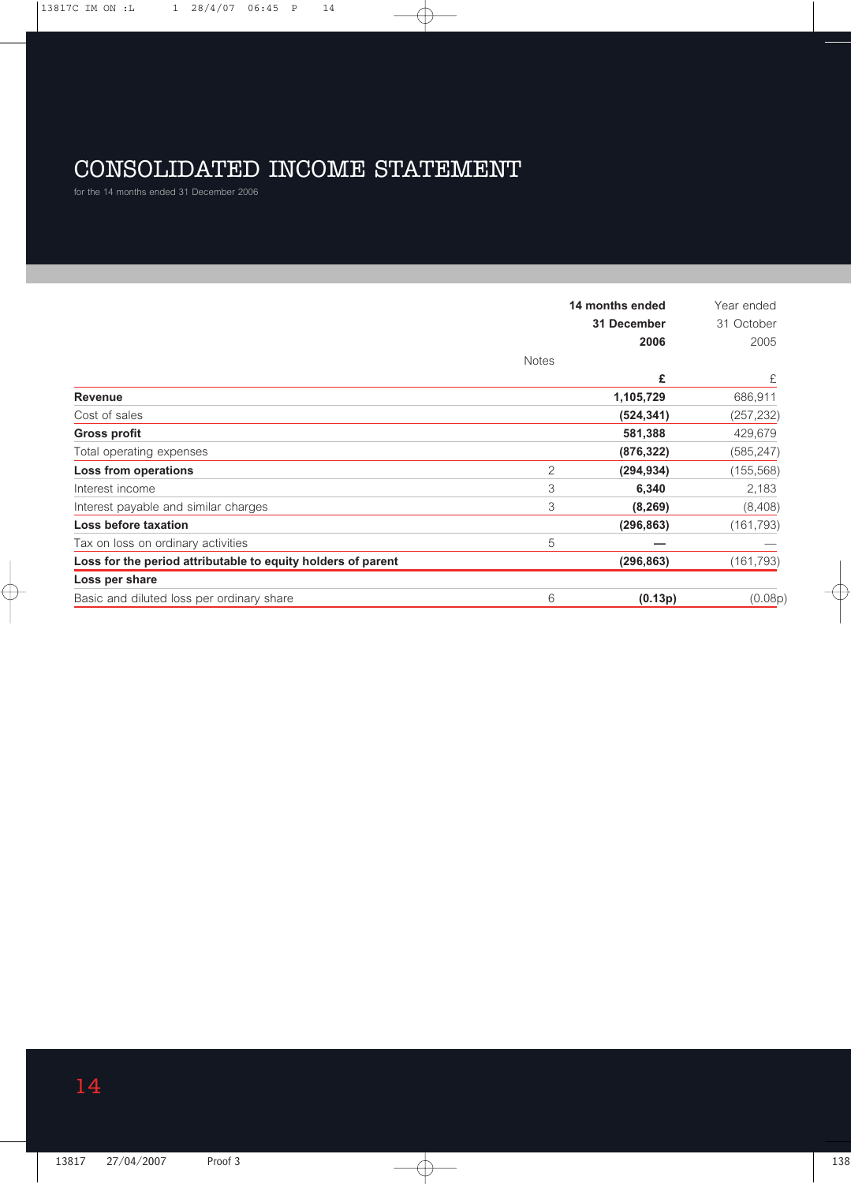# CONSOLIDATED INCOME STATEMENT

for the 14 months ended 31 December 2006

| | Notes | 14 months ended 31 December 2006 £ | Year ended 31 October 2005 £ |
|---|---|---|---|
| **Revenue** | | **1,105,729** | 686,911 |
| Cost of sales | | **(524,341)** | (257,232) |
| **Gross profit** | | **581,388** | 429,679 |
| Total operating expenses | | **(876,322)** | (585,247) |
| **Loss from operations** | 2 | **(294,934)** | (155,568) |
| Interest income | 3 | **6,340** | 2,183 |
| Interest payable and similar charges | 3 | **(8,269)** | (8,408) |
| **Loss before taxation** | | **(296,863)** | (161,793) |
| Tax on loss on ordinary activities | 5 | **—** | — |
| **Loss for the period attributable to equity holders of parent** | | **(296,863)** | (161,793) |
| **Loss per share** | | | |
| Basic and diluted loss per ordinary share | 6 | **(0.13p)** | (0.08p) |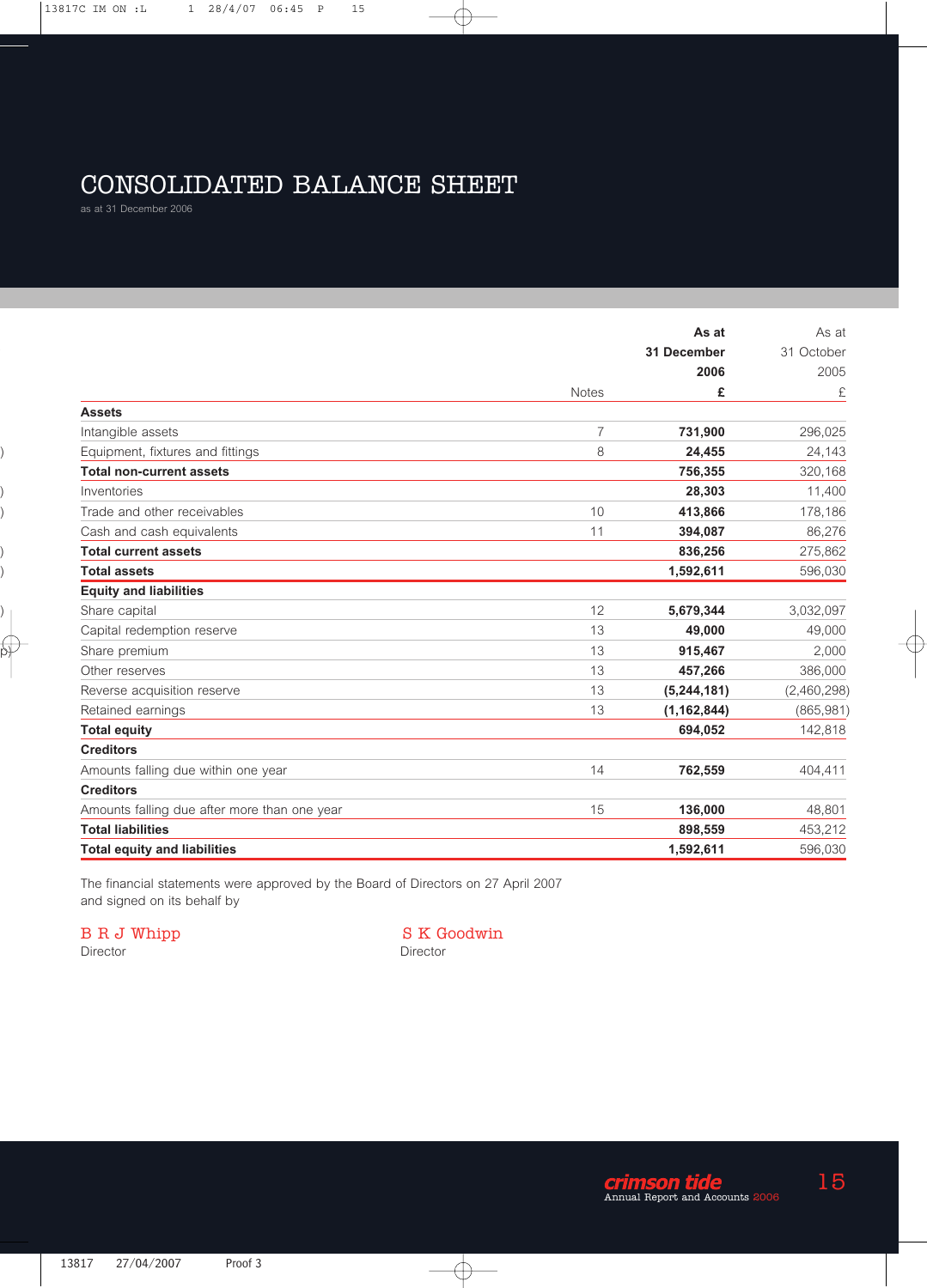# CONSOLIDATED BALANCE SHEET

as at 31 December 2006

| | Notes | As at 31 December 2006 £ | As at 31 October 2005 £ |
|---|---|---|---|
| **Assets** | | | |
| Intangible assets | 7 | **731,900** | 296,025 |
| Equipment, fixtures and fittings | 8 | **24,455** | 24,143 |
| **Total non-current assets** | | **756,355** | 320,168 |
| Inventories | | **28,303** | 11,400 |
| Trade and other receivables | 10 | **413,866** | 178,186 |
| Cash and cash equivalents | 11 | **394,087** | 86,276 |
| **Total current assets** | | **836,256** | 275,862 |
| **Total assets** | | **1,592,611** | 596,030 |
| **Equity and liabilities** | | | |
| Share capital | 12 | **5,679,344** | 3,032,097 |
| Capital redemption reserve | 13 | **49,000** | 49,000 |
| Share premium | 13 | **915,467** | 2,000 |
| Other reserves | 13 | **457,266** | 386,000 |
| Reverse acquisition reserve | 13 | **(5,244,181)** | (2,460,298) |
| Retained earnings | 13 | **(1,162,844)** | (865,981) |
| **Total equity** | | **694,052** | 142,818 |
| **Creditors** | | | |
| Amounts falling due within one year | 14 | **762,559** | 404,411 |
| **Creditors** | | | |
| Amounts falling due after more than one year | 15 | **136,000** | 48,801 |
| **Total liabilities** | | **898,559** | 453,212 |
| **Total equity and liabilities** | | **1,592,611** | 596,030 |

The financial statements were approved by the Board of Directors on 27 April 2007 and signed on its behalf by

B R J Whipp
Director

S K Goodwin
Director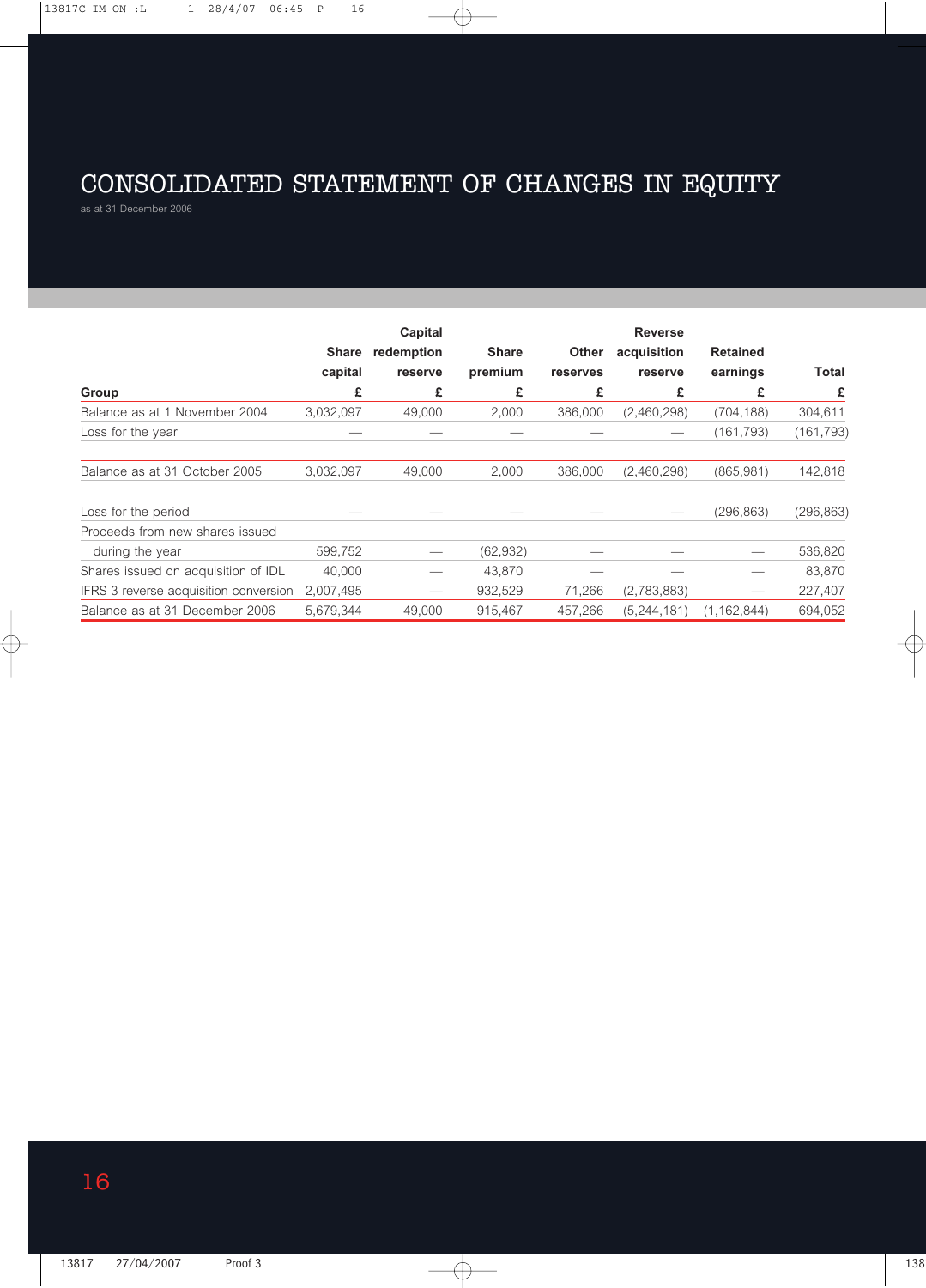# CONSOLIDATED STATEMENT OF CHANGES IN EQUITY

as at 31 December 2006

| Group | Share capital £ | Capital redemption reserve £ | Share premium £ | Other reserves £ | Reverse acquisition reserve £ | Retained earnings £ | Total £ |
|---|---|---|---|---|---|---|---|
| Balance as at 1 November 2004 | 3,032,097 | 49,000 | 2,000 | 386,000 | (2,460,298) | (704,188) | 304,611 |
| Loss for the year | — | — | — | — | — | (161,793) | (161,793) |
| Balance as at 31 October 2005 | 3,032,097 | 49,000 | 2,000 | 386,000 | (2,460,298) | (865,981) | 142,818 |
| Loss for the period | — | — | — | — | — | (296,863) | (296,863) |
| Proceeds from new shares issued during the year | 599,752 | — | (62,932) | — | — | — | 536,820 |
| Shares issued on acquisition of IDL | 40,000 | — | 43,870 | — | — | — | 83,870 |
| IFRS 3 reverse acquisition conversion | 2,007,495 | — | 932,529 | 71,266 | (2,783,883) | — | 227,407 |
| Balance as at 31 December 2006 | 5,679,344 | 49,000 | 915,467 | 457,266 | (5,244,181) | (1,162,844) | 694,052 |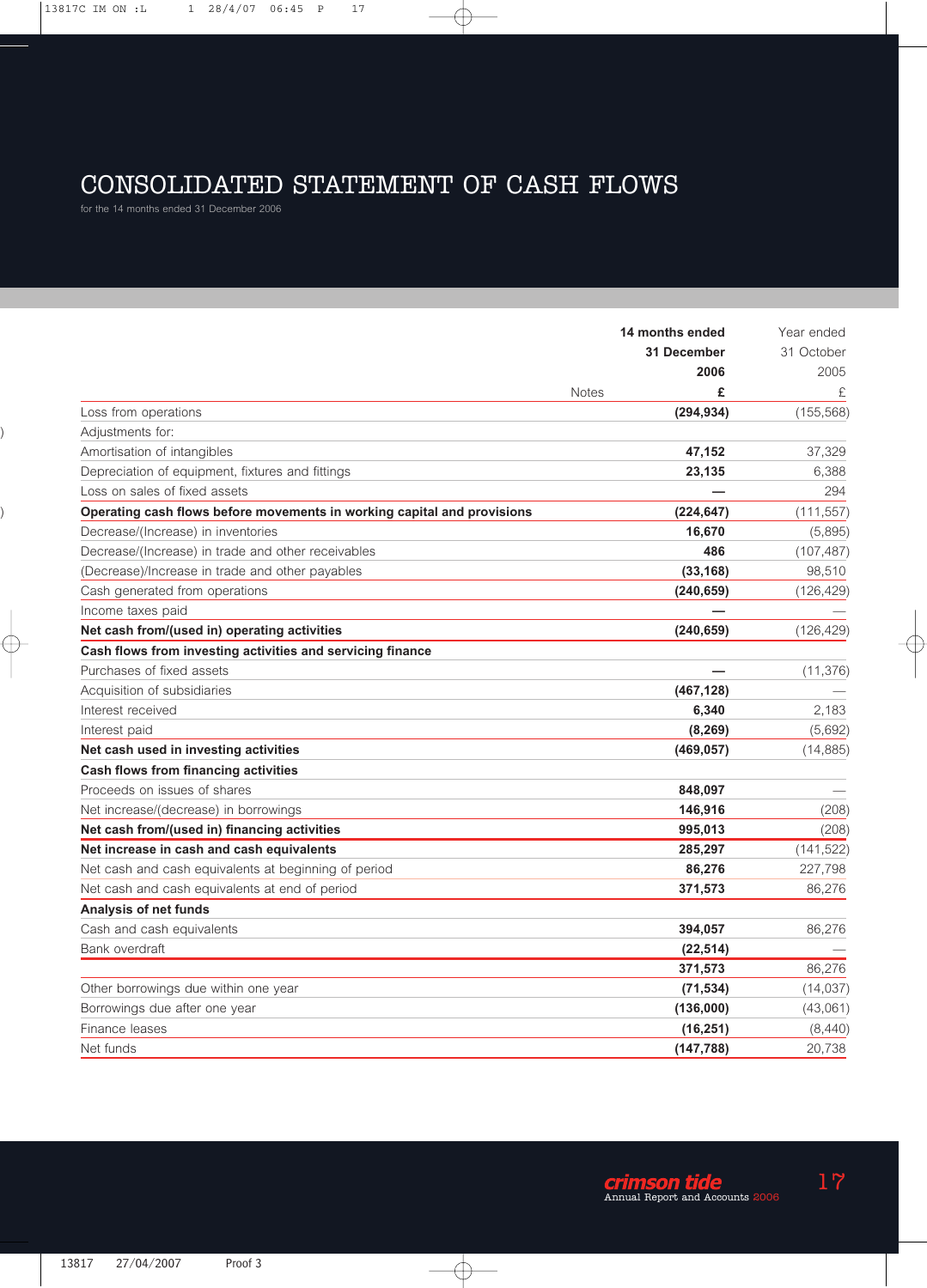# CONSOLIDATED STATEMENT OF CASH FLOWS

for the 14 months ended 31 December 2006

| | Notes | 14 months ended 31 December 2006 £ | Year ended 31 October 2005 £ |
|---|---|---|---|
| Loss from operations | | **(294,934)** | (155,568) |
| Adjustments for: | | | |
| Amortisation of intangibles | | **47,152** | 37,329 |
| Depreciation of equipment, fixtures and fittings | | **23,135** | 6,388 |
| Loss on sales of fixed assets | | **—** | 294 |
| **Operating cash flows before movements in working capital and provisions** | | **(224,647)** | (111,557) |
| Decrease/(Increase) in inventories | | **16,670** | (5,895) |
| Decrease/(Increase) in trade and other receivables | | **486** | (107,487) |
| (Decrease)/Increase in trade and other payables | | **(33,168)** | 98,510 |
| Cash generated from operations | | **(240,659)** | (126,429) |
| Income taxes paid | | **—** | — |
| **Net cash from/(used in) operating activities** | | **(240,659)** | (126,429) |
| **Cash flows from investing activities and servicing finance** | | | |
| Purchases of fixed assets | | **—** | (11,376) |
| Acquisition of subsidiaries | | **(467,128)** | — |
| Interest received | | **6,340** | 2,183 |
| Interest paid | | **(8,269)** | (5,692) |
| **Net cash used in investing activities** | | **(469,057)** | (14,885) |
| **Cash flows from financing activities** | | | |
| Proceeds on issues of shares | | **848,097** | — |
| Net increase/(decrease) in borrowings | | **146,916** | (208) |
| **Net cash from/(used in) financing activities** | | **995,013** | (208) |
| **Net increase in cash and cash equivalents** | | **285,297** | (141,522) |
| Net cash and cash equivalents at beginning of period | | **86,276** | 227,798 |
| Net cash and cash equivalents at end of period | | **371,573** | 86,276 |
| **Analysis of net funds** | | | |
| Cash and cash equivalents | | **394,057** | 86,276 |
| Bank overdraft | | **(22,514)** | — |
| | | **371,573** | 86,276 |
| Other borrowings due within one year | | **(71,534)** | (14,037) |
| Borrowings due after one year | | **(136,000)** | (43,061) |
| Finance leases | | **(16,251)** | (8,440) |
| Net funds | | **(147,788)** | 20,738 |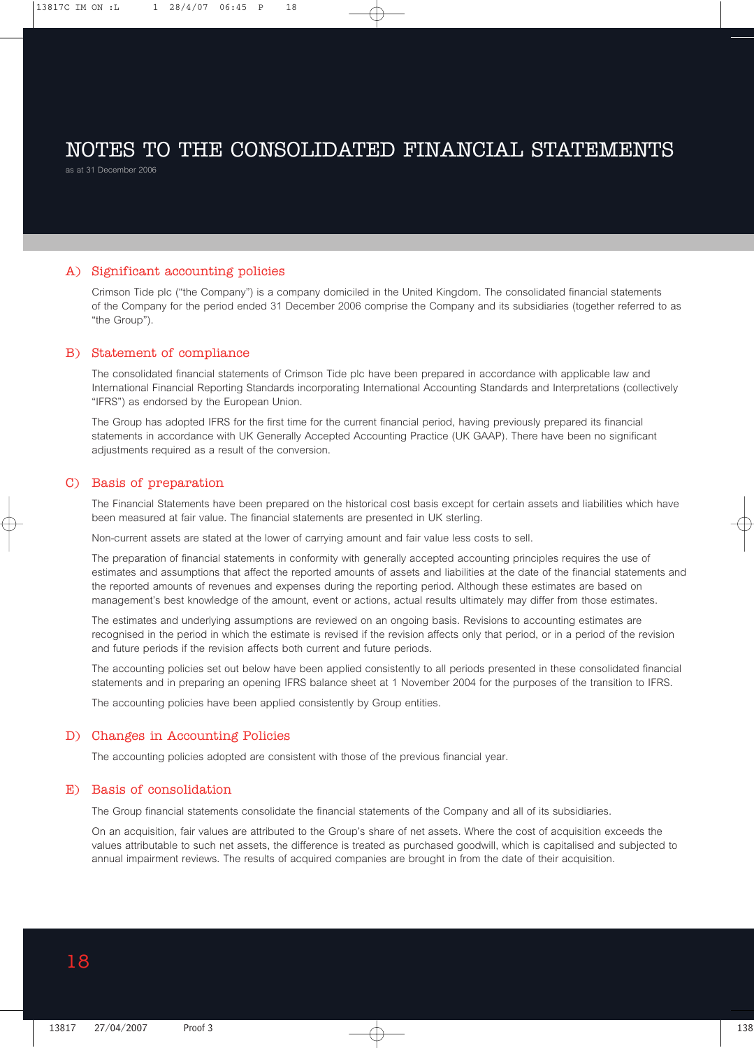# NOTES TO THE CONSOLIDATED FINANCIAL STATEMENTS

as at 31 December 2006

## A) Significant accounting policies

Crimson Tide plc ("the Company") is a company domiciled in the United Kingdom. The consolidated financial statements of the Company for the period ended 31 December 2006 comprise the Company and its subsidiaries (together referred to as "the Group").

## B) Statement of compliance

The consolidated financial statements of Crimson Tide plc have been prepared in accordance with applicable law and International Financial Reporting Standards incorporating International Accounting Standards and Interpretations (collectively "IFRS") as endorsed by the European Union.

The Group has adopted IFRS for the first time for the current financial period, having previously prepared its financial statements in accordance with UK Generally Accepted Accounting Practice (UK GAAP). There have been no significant adjustments required as a result of the conversion.

## C) Basis of preparation

The Financial Statements have been prepared on the historical cost basis except for certain assets and liabilities which have been measured at fair value. The financial statements are presented in UK sterling.

Non-current assets are stated at the lower of carrying amount and fair value less costs to sell.

The preparation of financial statements in conformity with generally accepted accounting principles requires the use of estimates and assumptions that affect the reported amounts of assets and liabilities at the date of the financial statements and the reported amounts of revenues and expenses during the reporting period. Although these estimates are based on management's best knowledge of the amount, event or actions, actual results ultimately may differ from those estimates.

The estimates and underlying assumptions are reviewed on an ongoing basis. Revisions to accounting estimates are recognised in the period in which the estimate is revised if the revision affects only that period, or in a period of the revision and future periods if the revision affects both current and future periods.

The accounting policies set out below have been applied consistently to all periods presented in these consolidated financial statements and in preparing an opening IFRS balance sheet at 1 November 2004 for the purposes of the transition to IFRS.

The accounting policies have been applied consistently by Group entities.

## D) Changes in Accounting Policies

The accounting policies adopted are consistent with those of the previous financial year.

## E) Basis of consolidation

The Group financial statements consolidate the financial statements of the Company and all of its subsidiaries.

On an acquisition, fair values are attributed to the Group's share of net assets. Where the cost of acquisition exceeds the values attributable to such net assets, the difference is treated as purchased goodwill, which is capitalised and subjected to annual impairment reviews. The results of acquired companies are brought in from the date of their acquisition.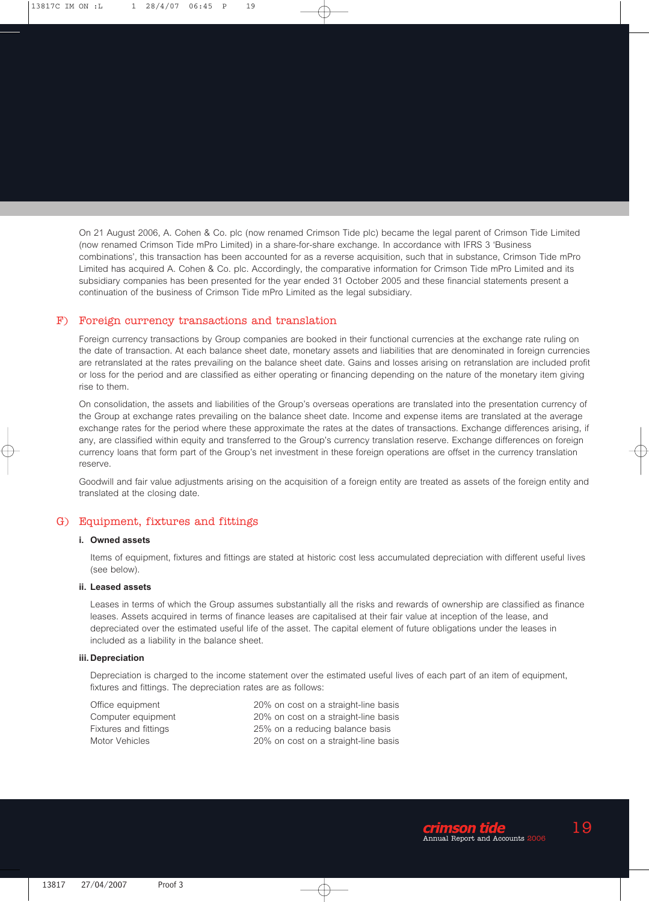On 21 August 2006, A. Cohen & Co. plc (now renamed Crimson Tide plc) became the legal parent of Crimson Tide Limited (now renamed Crimson Tide mPro Limited) in a share-for-share exchange. In accordance with IFRS 3 'Business combinations', this transaction has been accounted for as a reverse acquisition, such that in substance, Crimson Tide mPro Limited has acquired A. Cohen & Co. plc. Accordingly, the comparative information for Crimson Tide mPro Limited and its subsidiary companies has been presented for the year ended 31 October 2005 and these financial statements present a continuation of the business of Crimson Tide mPro Limited as the legal subsidiary.

## F) Foreign currency transactions and translation

Foreign currency transactions by Group companies are booked in their functional currencies at the exchange rate ruling on the date of transaction. At each balance sheet date, monetary assets and liabilities that are denominated in foreign currencies are retranslated at the rates prevailing on the balance sheet date. Gains and losses arising on retranslation are included profit or loss for the period and are classified as either operating or financing depending on the nature of the monetary item giving rise to them.

On consolidation, the assets and liabilities of the Group's overseas operations are translated into the presentation currency of the Group at exchange rates prevailing on the balance sheet date. Income and expense items are translated at the average exchange rates for the period where these approximate the rates at the dates of transactions. Exchange differences arising, if any, are classified within equity and transferred to the Group's currency translation reserve. Exchange differences on foreign currency loans that form part of the Group's net investment in these foreign operations are offset in the currency translation reserve.

Goodwill and fair value adjustments arising on the acquisition of a foreign entity are treated as assets of the foreign entity and translated at the closing date.

## G) Equipment, fixtures and fittings

### i. Owned assets

Items of equipment, fixtures and fittings are stated at historic cost less accumulated depreciation with different useful lives (see below).

### ii. Leased assets

Leases in terms of which the Group assumes substantially all the risks and rewards of ownership are classified as finance leases. Assets acquired in terms of finance leases are capitalised at their fair value at inception of the lease, and depreciated over the estimated useful life of the asset. The capital element of future obligations under the leases in included as a liability in the balance sheet.

### iii. Depreciation

Depreciation is charged to the income statement over the estimated useful lives of each part of an item of equipment, fixtures and fittings. The depreciation rates are as follows:

| | |
|---|---|
| Office equipment | 20% on cost on a straight-line basis |
| Computer equipment | 20% on cost on a straight-line basis |
| Fixtures and fittings | 25% on a reducing balance basis |
| Motor Vehicles | 20% on cost on a straight-line basis |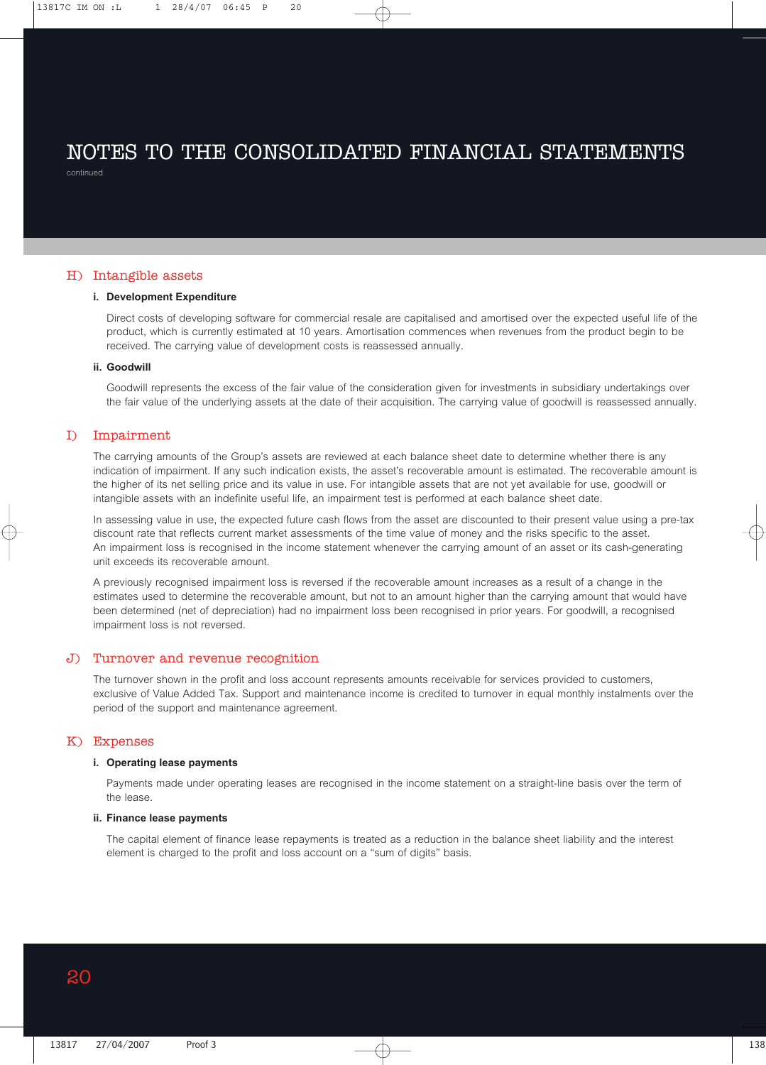# NOTES TO THE CONSOLIDATED FINANCIAL STATEMENTS

continued

## H) Intangible assets

### i. Development Expenditure

Direct costs of developing software for commercial resale are capitalised and amortised over the expected useful life of the product, which is currently estimated at 10 years. Amortisation commences when revenues from the product begin to be received. The carrying value of development costs is reassessed annually.

### ii. Goodwill

Goodwill represents the excess of the fair value of the consideration given for investments in subsidiary undertakings over the fair value of the underlying assets at the date of their acquisition. The carrying value of goodwill is reassessed annually.

## I) Impairment

The carrying amounts of the Group's assets are reviewed at each balance sheet date to determine whether there is any indication of impairment. If any such indication exists, the asset's recoverable amount is estimated. The recoverable amount is the higher of its net selling price and its value in use. For intangible assets that are not yet available for use, goodwill or intangible assets with an indefinite useful life, an impairment test is performed at each balance sheet date.

In assessing value in use, the expected future cash flows from the asset are discounted to their present value using a pre-tax discount rate that reflects current market assessments of the time value of money and the risks specific to the asset. An impairment loss is recognised in the income statement whenever the carrying amount of an asset or its cash-generating unit exceeds its recoverable amount.

A previously recognised impairment loss is reversed if the recoverable amount increases as a result of a change in the estimates used to determine the recoverable amount, but not to an amount higher than the carrying amount that would have been determined (net of depreciation) had no impairment loss been recognised in prior years. For goodwill, a recognised impairment loss is not reversed.

## J) Turnover and revenue recognition

The turnover shown in the profit and loss account represents amounts receivable for services provided to customers, exclusive of Value Added Tax. Support and maintenance income is credited to turnover in equal monthly instalments over the period of the support and maintenance agreement.

## K) Expenses

### i. Operating lease payments

Payments made under operating leases are recognised in the income statement on a straight-line basis over the term of the lease.

### ii. Finance lease payments

The capital element of finance lease repayments is treated as a reduction in the balance sheet liability and the interest element is charged to the profit and loss account on a "sum of digits" basis.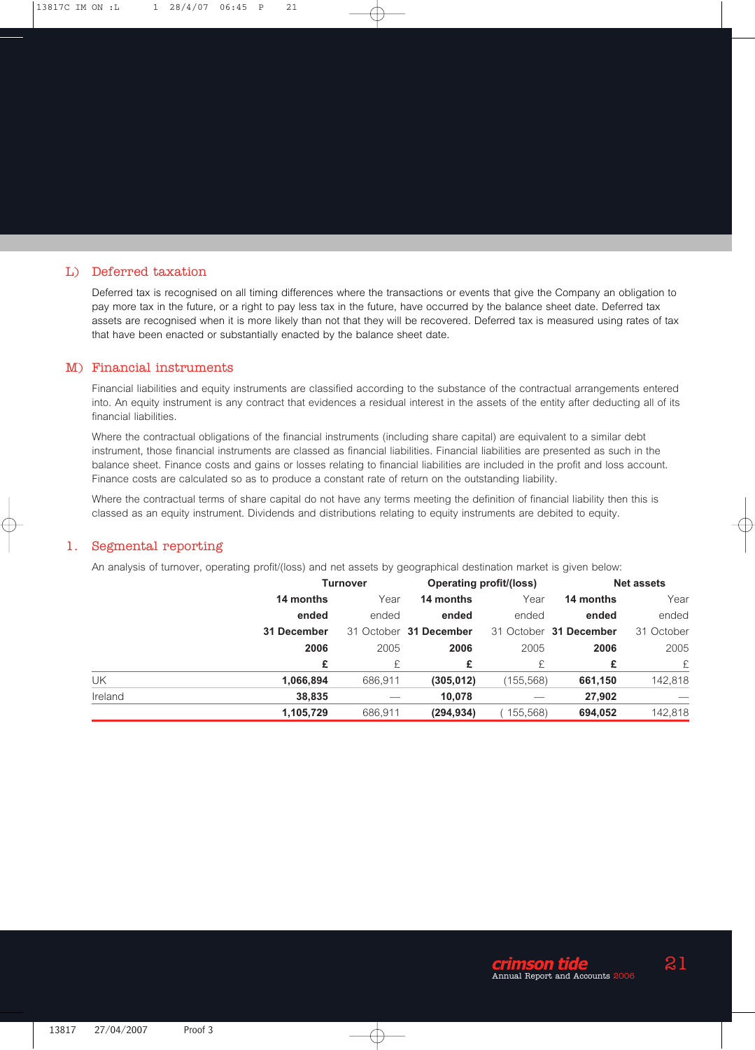## L) Deferred taxation

Deferred tax is recognised on all timing differences where the transactions or events that give the Company an obligation to pay more tax in the future, or a right to pay less tax in the future, have occurred by the balance sheet date. Deferred tax assets are recognised when it is more likely than not that they will be recovered. Deferred tax is measured using rates of tax that have been enacted or substantially enacted by the balance sheet date.

## M) Financial instruments

Financial liabilities and equity instruments are classified according to the substance of the contractual arrangements entered into. An equity instrument is any contract that evidences a residual interest in the assets of the entity after deducting all of its financial liabilities.

Where the contractual obligations of the financial instruments (including share capital) are equivalent to a similar debt instrument, those financial instruments are classed as financial liabilities. Financial liabilities are presented as such in the balance sheet. Finance costs and gains or losses relating to financial liabilities are included in the profit and loss account. Finance costs are calculated so as to produce a constant rate of return on the outstanding liability.

Where the contractual terms of share capital do not have any terms meeting the definition of financial liability then this is classed as an equity instrument. Dividends and distributions relating to equity instruments are debited to equity.

## 1. Segmental reporting

An analysis of turnover, operating profit/(loss) and net assets by geographical destination market is given below:

| | **Turnover** | | **Operating profit/(loss)** | | **Net assets** | |
|---|---|---|---|---|---|---|
| | **14 months ended 31 December 2006** | Year ended 31 October 2005 | **14 months ended 31 December 2006** | Year ended 31 October 2005 | **14 months ended 31 December 2006** | Year ended 31 October 2005 |
| | **£** | £ | **£** | £ | **£** | £ |
| UK | **1,066,894** | 686,911 | **(305,012)** | (155,568) | **661,150** | 142,818 |
| Ireland | **38,835** | — | **10,078** | — | **27,902** | — |
| | **1,105,729** | 686,911 | **(294,934)** | (155,568) | **694,052** | 142,818 |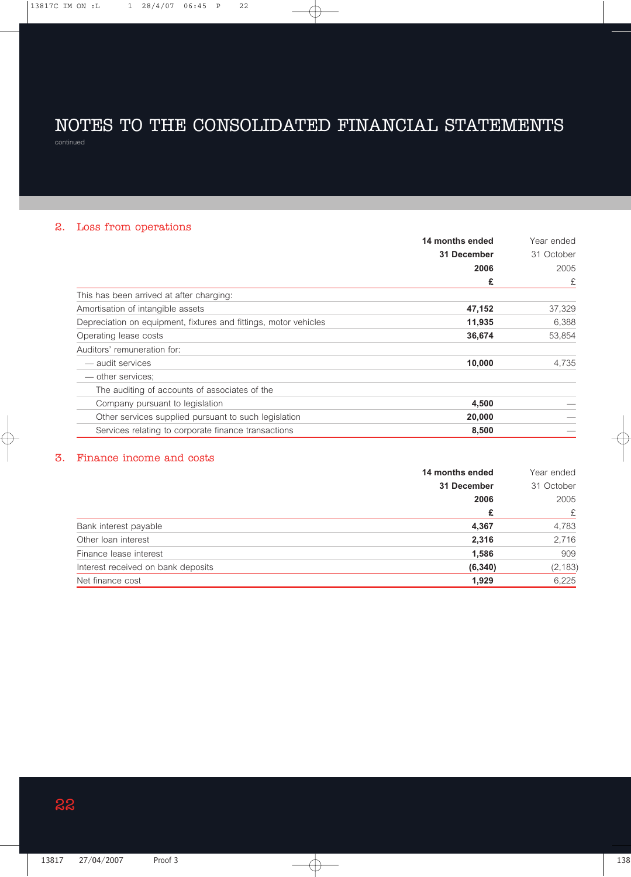# NOTES TO THE CONSOLIDATED FINANCIAL STATEMENTS

continued

## 2. Loss from operations

| | **14 months ended 31 December 2006 £** | Year ended 31 October 2005 £ |
|---|---|---|
| This has been arrived at after charging: | | |
| Amortisation of intangible assets | **47,152** | 37,329 |
| Depreciation on equipment, fixtures and fittings, motor vehicles | **11,935** | 6,388 |
| Operating lease costs | **36,674** | 53,854 |
| Auditors' remuneration for: | | |
| — audit services | **10,000** | 4,735 |
| — other services; | | |
| The auditing of accounts of associates of the Company pursuant to legislation | **4,500** | — |
| Other services supplied pursuant to such legislation | **20,000** | — |
| Services relating to corporate finance transactions | **8,500** | — |

## 3. Finance income and costs

| | **14 months ended 31 December 2006 £** | Year ended 31 October 2005 £ |
|---|---|---|
| Bank interest payable | **4,367** | 4,783 |
| Other loan interest | **2,316** | 2,716 |
| Finance lease interest | **1,586** | 909 |
| Interest received on bank deposits | **(6,340)** | (2,183) |
| Net finance cost | **1,929** | 6,225 |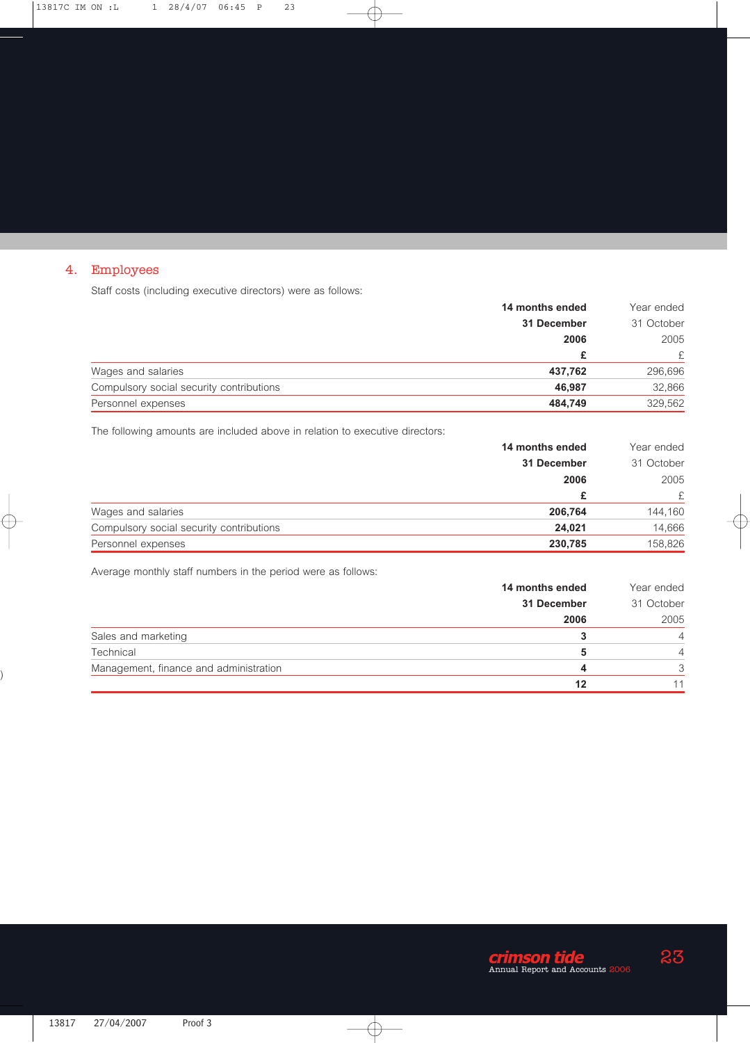## 4. Employees

Staff costs (including executive directors) were as follows:

| | **14 months ended 31 December 2006** | Year ended 31 October 2005 |
|---|---|---|
| | **£** | £ |
| Wages and salaries | **437,762** | 296,696 |
| Compulsory social security contributions | **46,987** | 32,866 |
| Personnel expenses | **484,749** | 329,562 |

The following amounts are included above in relation to executive directors:

| | **14 months ended 31 December 2006** | Year ended 31 October 2005 |
|---|---|---|
| | **£** | £ |
| Wages and salaries | **206,764** | 144,160 |
| Compulsory social security contributions | **24,021** | 14,666 |
| Personnel expenses | **230,785** | 158,826 |

Average monthly staff numbers in the period were as follows:

| | **14 months ended 31 December 2006** | Year ended 31 October 2005 |
|---|---|---|
| Sales and marketing | **3** | 4 |
| Technical | **5** | 4 |
| Management, finance and administration | **4** | 3 |
| | **12** | 11 |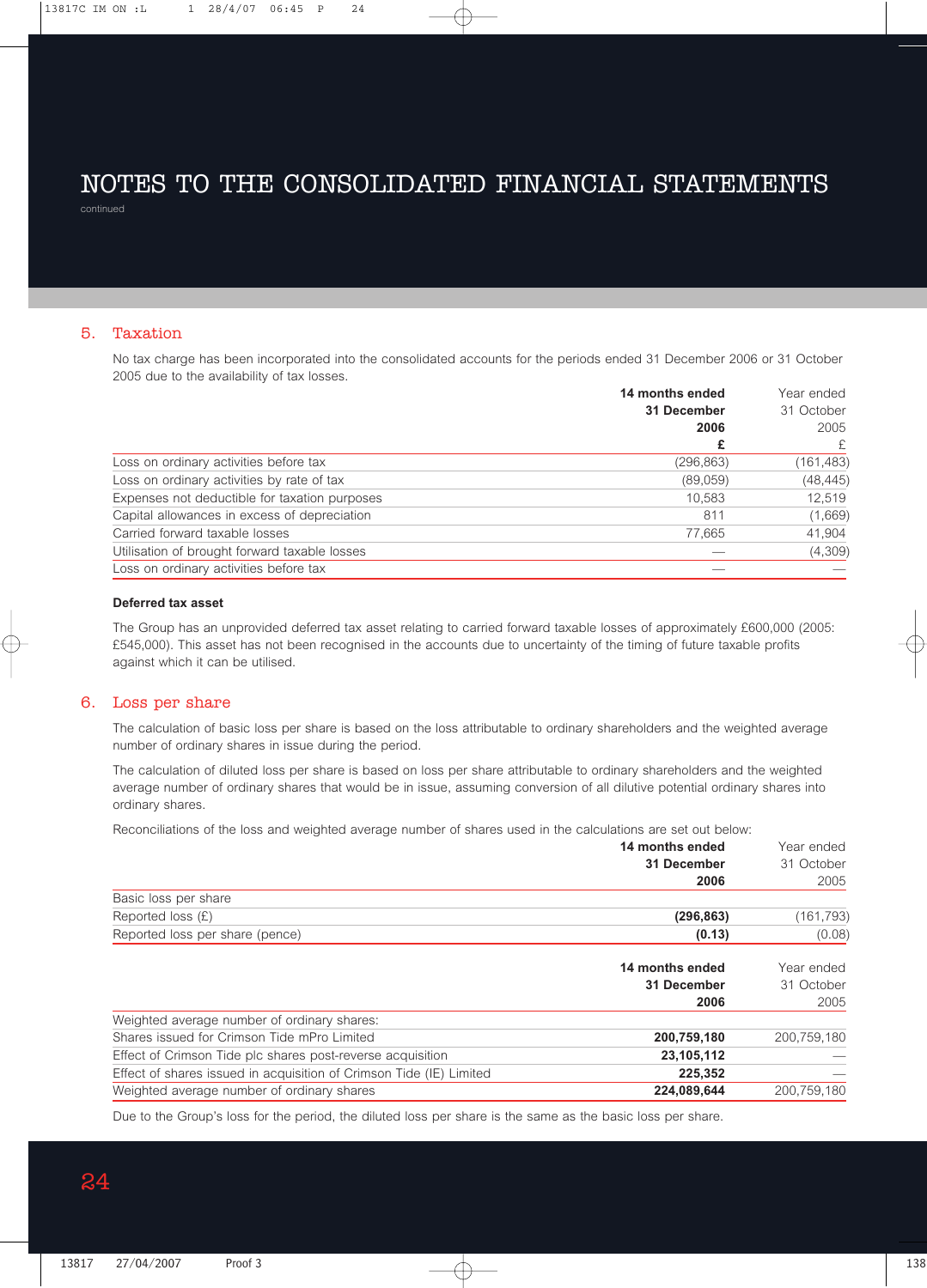# NOTES TO THE CONSOLIDATED FINANCIAL STATEMENTS

continued

## 5. Taxation

No tax charge has been incorporated into the consolidated accounts for the periods ended 31 December 2006 or 31 October 2005 due to the availability of tax losses.

| | **14 months ended 31 December 2006 £** | Year ended 31 October 2005 £ |
|---|---|---|
| Loss on ordinary activities before tax | (296,863) | (161,483) |
| Loss on ordinary activities by rate of tax | (89,059) | (48,445) |
| Expenses not deductible for taxation purposes | 10,583 | 12,519 |
| Capital allowances in excess of depreciation | 811 | (1,669) |
| Carried forward taxable losses | 77,665 | 41,904 |
| Utilisation of brought forward taxable losses | — | (4,309) |
| Loss on ordinary activities before tax | — | — |

**Deferred tax asset**

The Group has an unprovided deferred tax asset relating to carried forward taxable losses of approximately £600,000 (2005: £545,000). This asset has not been recognised in the accounts due to uncertainty of the timing of future taxable profits against which it can be utilised.

## 6. Loss per share

The calculation of basic loss per share is based on the loss attributable to ordinary shareholders and the weighted average number of ordinary shares in issue during the period.

The calculation of diluted loss per share is based on loss per share attributable to ordinary shareholders and the weighted average number of ordinary shares that would be in issue, assuming conversion of all dilutive potential ordinary shares into ordinary shares.

Reconciliations of the loss and weighted average number of shares used in the calculations are set out below:

| | **14 months ended 31 December 2006** | Year ended 31 October 2005 |
|---|---|---|
| Basic loss per share | | |
| Reported loss (£) | **(296,863)** | (161,793) |
| Reported loss per share (pence) | **(0.13)** | (0.08) |

| | **14 months ended 31 December 2006** | Year ended 31 October 2005 |
|---|---|---|
| Weighted average number of ordinary shares: | | |
| Shares issued for Crimson Tide mPro Limited | **200,759,180** | 200,759,180 |
| Effect of Crimson Tide plc shares post-reverse acquisition | **23,105,112** | — |
| Effect of shares issued in acquisition of Crimson Tide (IE) Limited | **225,352** | — |
| Weighted average number of ordinary shares | **224,089,644** | 200,759,180 |

Due to the Group's loss for the period, the diluted loss per share is the same as the basic loss per share.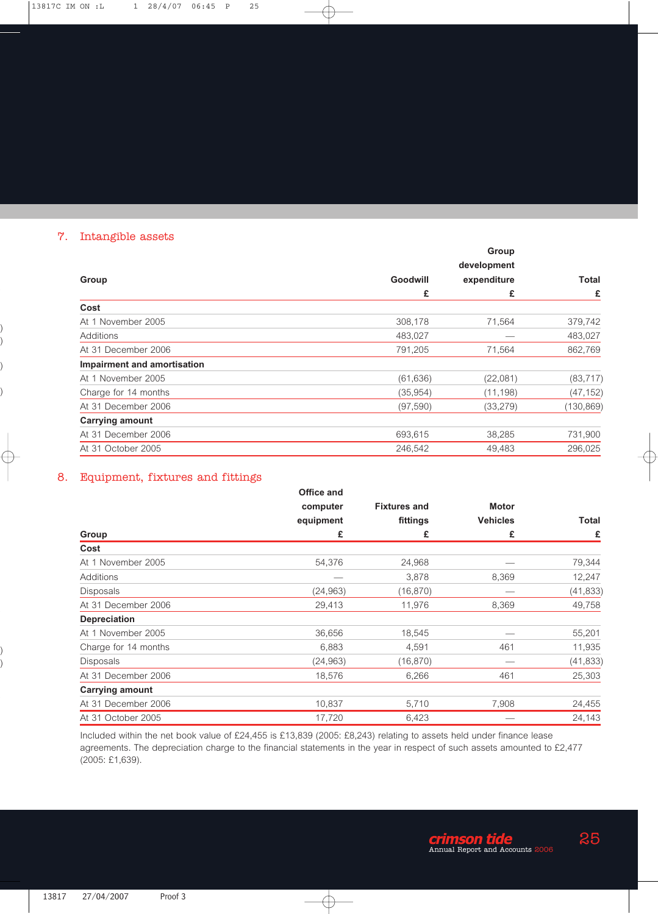## 7. Intangible assets

| Group | Goodwill | Group development expenditure | Total |
|---|---|---|---|
| | £ | £ | £ |
| **Cost** | | | |
| At 1 November 2005 | 308,178 | 71,564 | 379,742 |
| Additions | 483,027 | — | 483,027 |
| At 31 December 2006 | 791,205 | 71,564 | 862,769 |
| **Impairment and amortisation** | | | |
| At 1 November 2005 | (61,636) | (22,081) | (83,717) |
| Charge for 14 months | (35,954) | (11,198) | (47,152) |
| At 31 December 2006 | (97,590) | (33,279) | (130,869) |
| **Carrying amount** | | | |
| At 31 December 2006 | 693,615 | 38,285 | 731,900 |
| At 31 October 2005 | 246,542 | 49,483 | 296,025 |

## 8. Equipment, fixtures and fittings

| Group | Office and computer equipment £ | Fixtures and fittings £ | Motor Vehicles £ | Total £ |
|---|---|---|---|---|
| **Cost** | | | | |
| At 1 November 2005 | 54,376 | 24,968 | — | 79,344 |
| Additions | — | 3,878 | 8,369 | 12,247 |
| Disposals | (24,963) | (16,870) | — | (41,833) |
| At 31 December 2006 | 29,413 | 11,976 | 8,369 | 49,758 |
| **Depreciation** | | | | |
| At 1 November 2005 | 36,656 | 18,545 | — | 55,201 |
| Charge for 14 months | 6,883 | 4,591 | 461 | 11,935 |
| Disposals | (24,963) | (16,870) | — | (41,833) |
| At 31 December 2006 | 18,576 | 6,266 | 461 | 25,303 |
| **Carrying amount** | | | | |
| At 31 December 2006 | 10,837 | 5,710 | 7,908 | 24,455 |
| At 31 October 2005 | 17,720 | 6,423 | — | 24,143 |

Included within the net book value of £24,455 is £13,839 (2005: £8,243) relating to assets held under finance lease agreements. The depreciation charge to the financial statements in the year in respect of such assets amounted to £2,477 (2005: £1,639).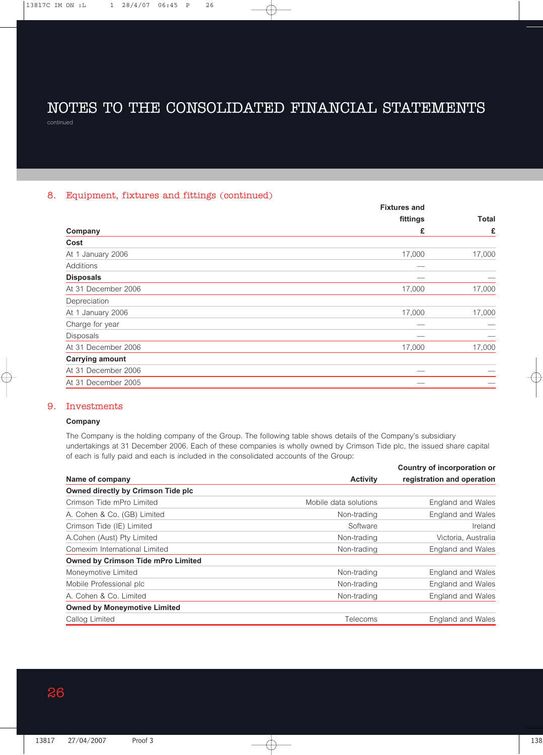# NOTES TO THE CONSOLIDATED FINANCIAL STATEMENTS

continued

## 8. Equipment, fixtures and fittings (continued)

| Company | Fixtures and fittings £ | Total £ |
|---|---|---|
| **Cost** | | |
| At 1 January 2006 | 17,000 | 17,000 |
| Additions | — | |
| **Disposals** | — | — |
| At 31 December 2006 | 17,000 | 17,000 |
| Depreciation | | |
| At 1 January 2006 | 17,000 | 17,000 |
| Charge for year | — | — |
| Disposals | — | — |
| At 31 December 2006 | 17,000 | 17,000 |
| **Carrying amount** | | |
| At 31 December 2006 | — | — |
| At 31 December 2005 | — | — |

## 9. Investments

### Company

The Company is the holding company of the Group. The following table shows details of the Company's subsidiary undertakings at 31 December 2006. Each of these companies is wholly owned by Crimson Tide plc, the issued share capital of each is fully paid and each is included in the consolidated accounts of the Group:

| Name of company | Activity | Country of incorporation or registration and operation |
|---|---|---|
| **Owned directly by Crimson Tide plc** | | |
| Crimson Tide mPro Limited | Mobile data solutions | England and Wales |
| A. Cohen & Co. (GB) Limited | Non-trading | England and Wales |
| Crimson Tide (IE) Limited | Software | Ireland |
| A.Cohen (Aust) Pty Limited | Non-trading | Victoria, Australia |
| Comexim International Limited | Non-trading | England and Wales |
| **Owned by Crimson Tide mPro Limited** | | |
| Moneymotive Limited | Non-trading | England and Wales |
| Mobile Professional plc | Non-trading | England and Wales |
| A. Cohen & Co. Limited | Non-trading | England and Wales |
| **Owned by Moneymotive Limited** | | |
| Callog Limited | Telecoms | England and Wales |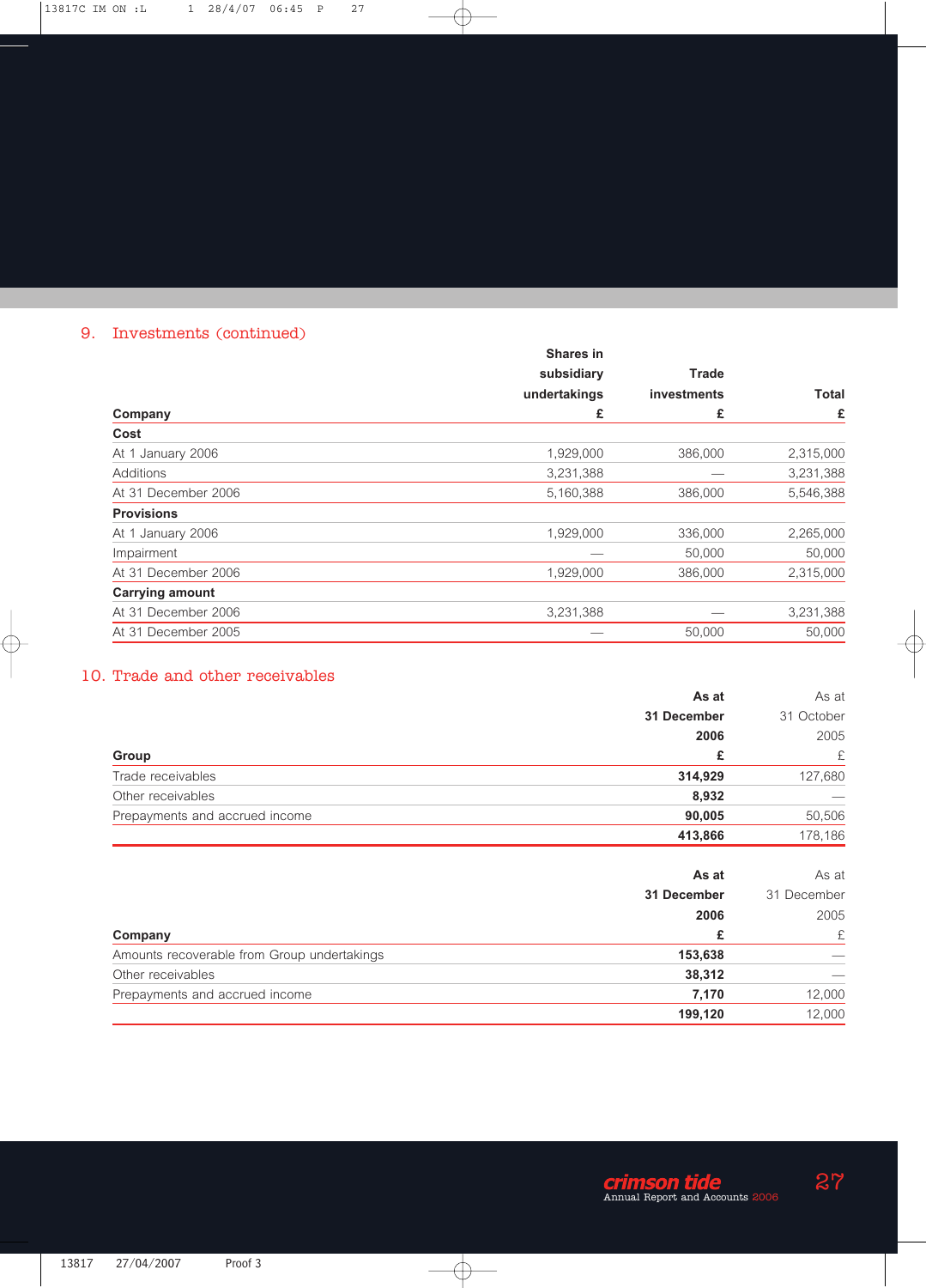## 9. Investments (continued)

| Company | Shares in subsidiary undertakings £ | Trade investments £ | Total £ |
|---|---|---|---|
| **Cost** | | | |
| At 1 January 2006 | 1,929,000 | 386,000 | 2,315,000 |
| Additions | 3,231,388 | — | 3,231,388 |
| At 31 December 2006 | 5,160,388 | 386,000 | 5,546,388 |
| **Provisions** | | | |
| At 1 January 2006 | 1,929,000 | 336,000 | 2,265,000 |
| Impairment | — | 50,000 | 50,000 |
| At 31 December 2006 | 1,929,000 | 386,000 | 2,315,000 |
| **Carrying amount** | | | |
| At 31 December 2006 | 3,231,388 | — | 3,231,388 |
| At 31 December 2005 | — | 50,000 | 50,000 |

## 10. Trade and other receivables

| Group | As at 31 December 2006 £ | As at 31 October 2005 £ |
|---|---|---|
| Trade receivables | **314,929** | 127,680 |
| Other receivables | **8,932** | — |
| Prepayments and accrued income | **90,005** | 50,506 |
| | **413,866** | 178,186 |

| Company | As at 31 December 2006 £ | As at 31 December 2005 £ |
|---|---|---|
| Amounts recoverable from Group undertakings | **153,638** | — |
| Other receivables | **38,312** | — |
| Prepayments and accrued income | **7,170** | 12,000 |
| | **199,120** | 12,000 |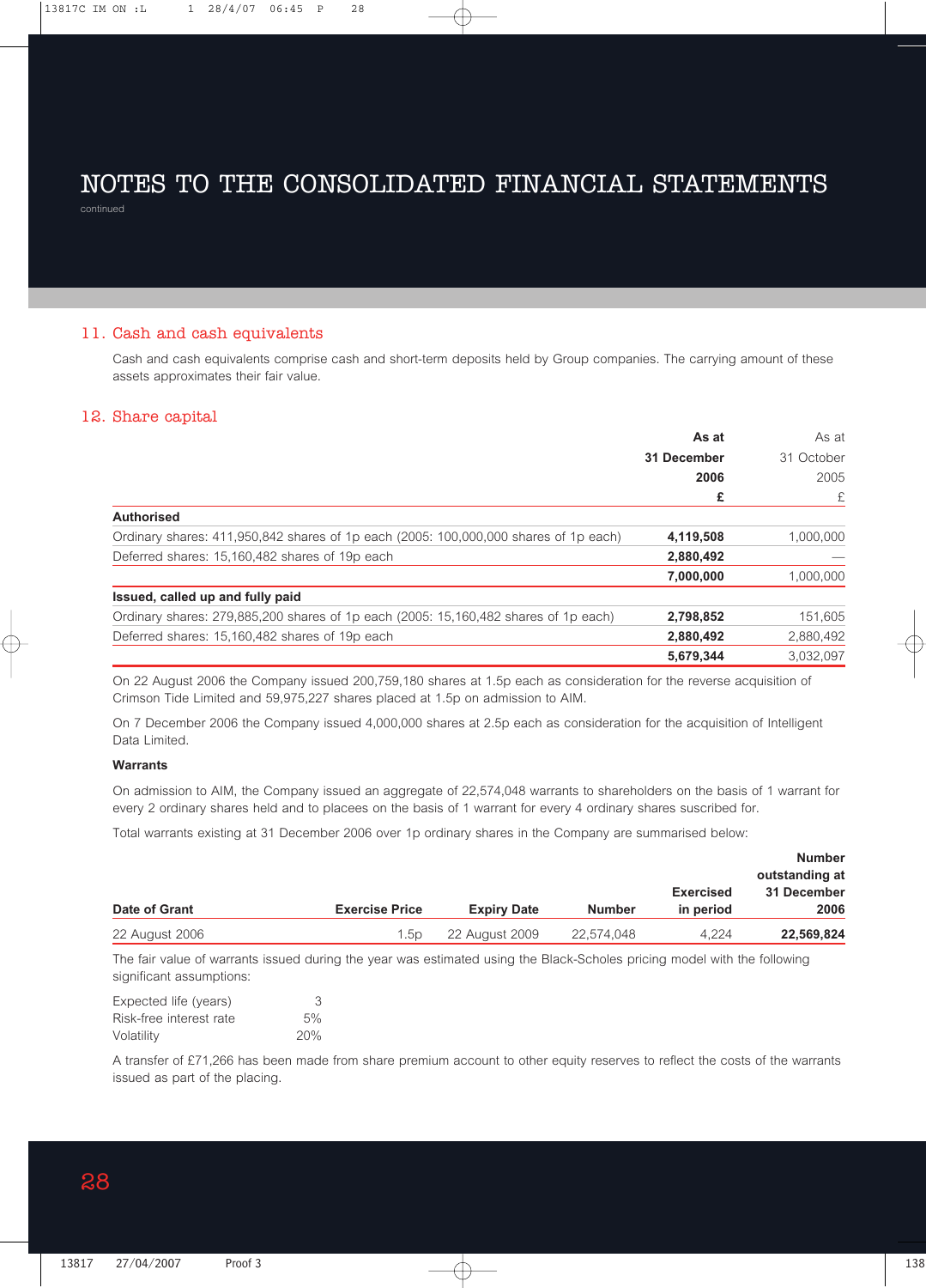# NOTES TO THE CONSOLIDATED FINANCIAL STATEMENTS

continued

## 11. Cash and cash equivalents

Cash and cash equivalents comprise cash and short-term deposits held by Group companies. The carrying amount of these assets approximates their fair value.

## 12. Share capital

| | **As at 31 December 2006 £** | As at 31 October 2005 £ |
|---|---|---|
| **Authorised** | | |
| Ordinary shares: 411,950,842 shares of 1p each (2005: 100,000,000 shares of 1p each) | **4,119,508** | 1,000,000 |
| Deferred shares: 15,160,482 shares of 19p each | **2,880,492** | — |
| | **7,000,000** | 1,000,000 |
| **Issued, called up and fully paid** | | |
| Ordinary shares: 279,885,200 shares of 1p each (2005: 15,160,482 shares of 1p each) | **2,798,852** | 151,605 |
| Deferred shares: 15,160,482 shares of 19p each | **2,880,492** | 2,880,492 |
| | **5,679,344** | 3,032,097 |

On 22 August 2006 the Company issued 200,759,180 shares at 1.5p each as consideration for the reverse acquisition of Crimson Tide Limited and 59,975,227 shares placed at 1.5p on admission to AIM.

On 7 December 2006 the Company issued 4,000,000 shares at 2.5p each as consideration for the acquisition of Intelligent Data Limited.

**Warrants**

On admission to AIM, the Company issued an aggregate of 22,574,048 warrants to shareholders on the basis of 1 warrant for every 2 ordinary shares held and to placees on the basis of 1 warrant for every 4 ordinary shares suscribed for.

Total warrants existing at 31 December 2006 over 1p ordinary shares in the Company are summarised below:

| Date of Grant | Exercise Price | Expiry Date | Number | Exercised in period | Number outstanding at 31 December 2006 |
|---|---|---|---|---|---|
| 22 August 2006 | 1.5p | 22 August 2009 | 22,574,048 | 4,224 | **22,569,824** |

The fair value of warrants issued during the year was estimated using the Black-Scholes pricing model with the following significant assumptions:

| | |
|---|---|
| Expected life (years) | 3 |
| Risk-free interest rate | 5% |
| Volatility | 20% |

A transfer of £71,266 has been made from share premium account to other equity reserves to reflect the costs of the warrants issued as part of the placing.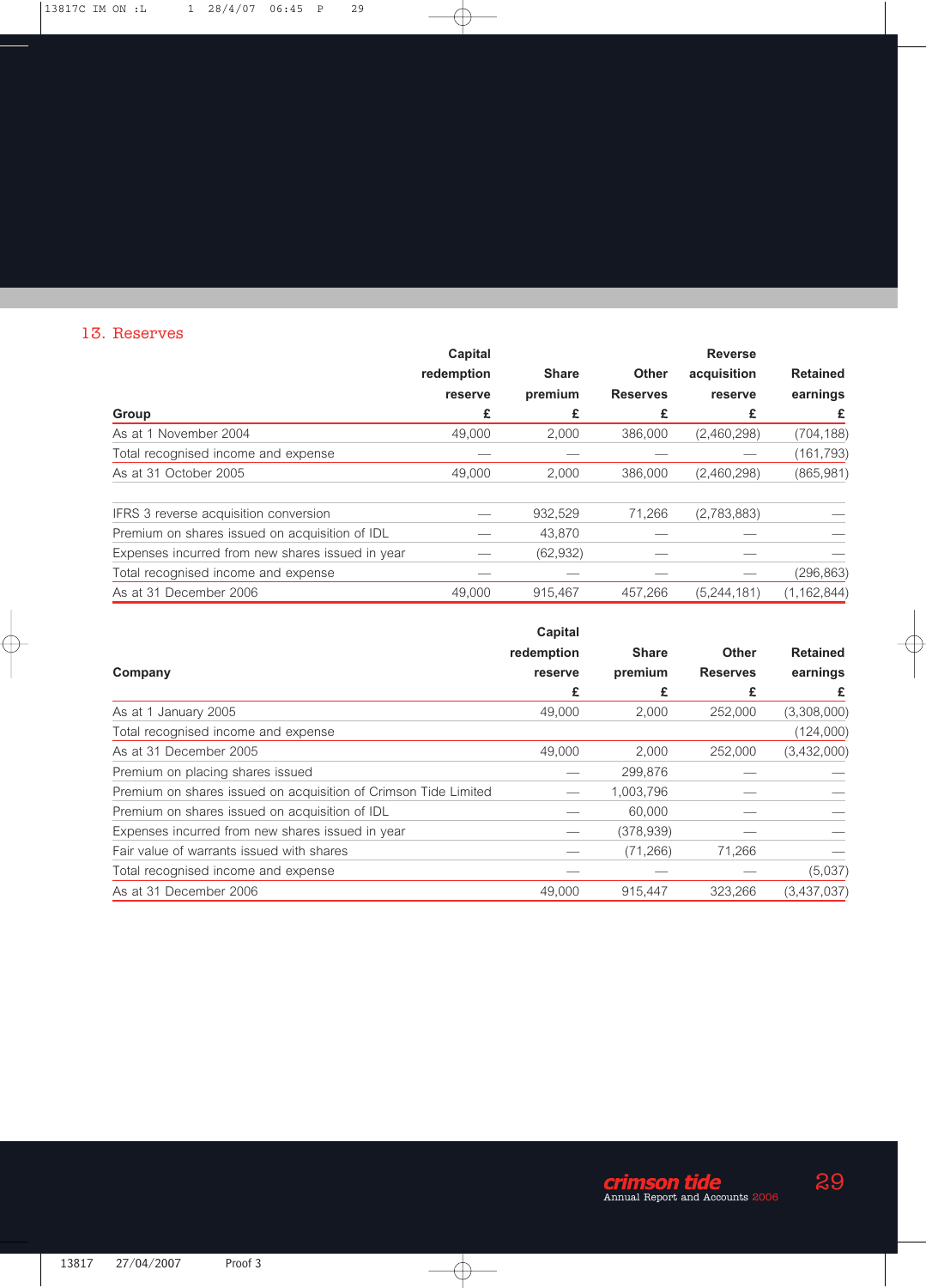## 13. Reserves

| Group | Capital redemption reserve £ | Share premium £ | Other Reserves £ | Reverse acquisition reserve £ | Retained earnings £ |
|---|---|---|---|---|---|
| As at 1 November 2004 | 49,000 | 2,000 | 386,000 | (2,460,298) | (704,188) |
| Total recognised income and expense | — | — | — | — | (161,793) |
| As at 31 October 2005 | 49,000 | 2,000 | 386,000 | (2,460,298) | (865,981) |
| IFRS 3 reverse acquisition conversion | — | 932,529 | 71,266 | (2,783,883) | — |
| Premium on shares issued on acquisition of IDL | — | 43,870 | — | — | — |
| Expenses incurred from new shares issued in year | — | (62,932) | — | — | — |
| Total recognised income and expense | — | — | — | — | (296,863) |
| As at 31 December 2006 | 49,000 | 915,467 | 457,266 | (5,244,181) | (1,162,844) |

| Company | Capital redemption reserve £ | Share premium £ | Other Reserves £ | Retained earnings £ |
|---|---|---|---|---|
| As at 1 January 2005 | 49,000 | 2,000 | 252,000 | (3,308,000) |
| Total recognised income and expense | | | | (124,000) |
| As at 31 December 2005 | 49,000 | 2,000 | 252,000 | (3,432,000) |
| Premium on placing shares issued | — | 299,876 | — | — |
| Premium on shares issued on acquisition of Crimson Tide Limited | — | 1,003,796 | — | — |
| Premium on shares issued on acquisition of IDL | — | 60,000 | — | — |
| Expenses incurred from new shares issued in year | — | (378,939) | — | — |
| Fair value of warrants issued with shares | — | (71,266) | 71,266 | — |
| Total recognised income and expense | — | — | — | (5,037) |
| As at 31 December 2006 | 49,000 | 915,447 | 323,266 | (3,437,037) |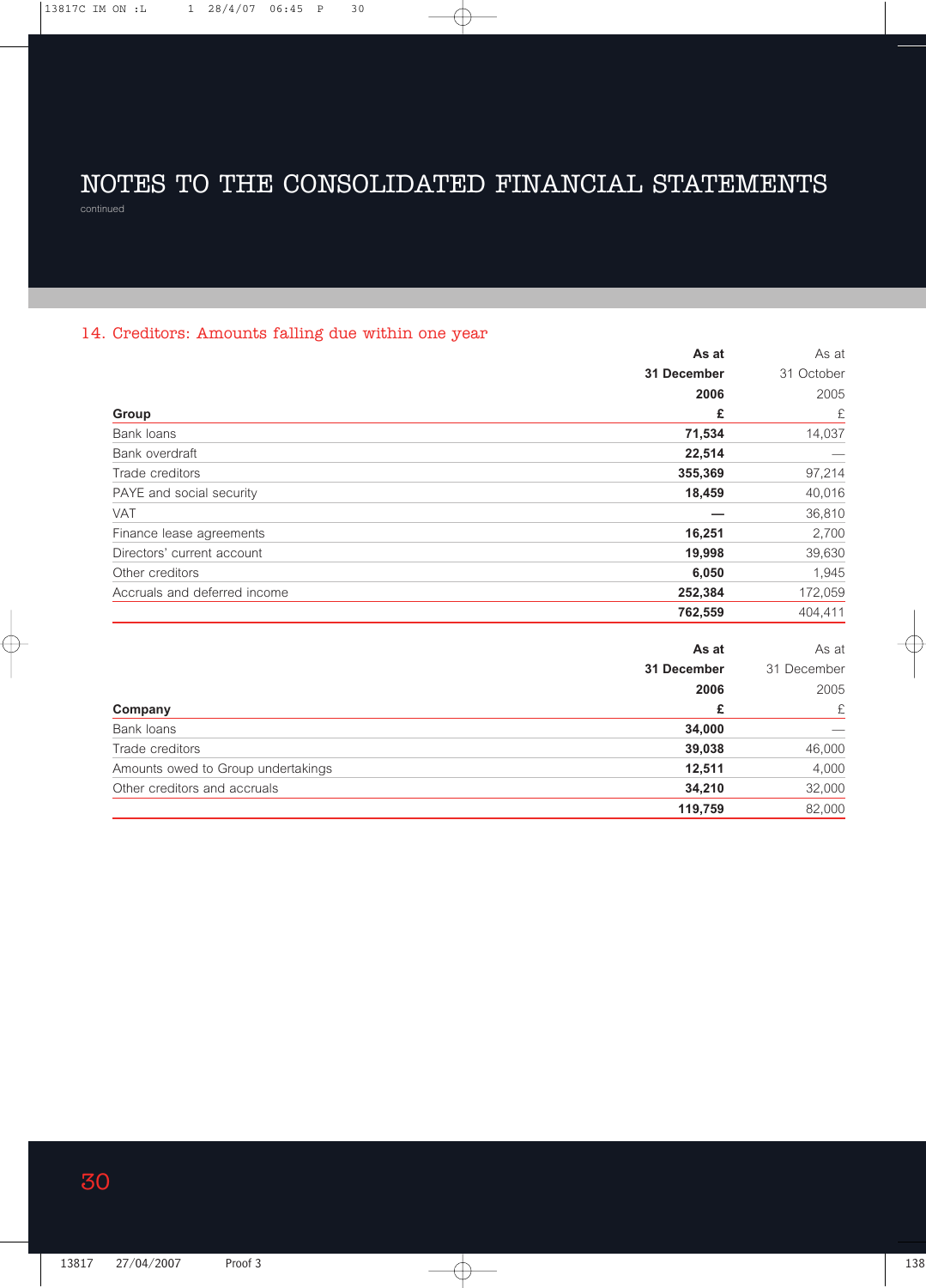# NOTES TO THE CONSOLIDATED FINANCIAL STATEMENTS

continued

## 14. Creditors: Amounts falling due within one year

| Group | **As at 31 December 2006 £** | As at 31 October 2005 £ |
|---|---|---|
| Bank loans | **71,534** | 14,037 |
| Bank overdraft | **22,514** | — |
| Trade creditors | **355,369** | 97,214 |
| PAYE and social security | **18,459** | 40,016 |
| VAT | **—** | 36,810 |
| Finance lease agreements | **16,251** | 2,700 |
| Directors' current account | **19,998** | 39,630 |
| Other creditors | **6,050** | 1,945 |
| Accruals and deferred income | **252,384** | 172,059 |
| | **762,559** | 404,411 |

| Company | **As at 31 December 2006 £** | As at 31 December 2005 £ |
|---|---|---|
| Bank loans | **34,000** | — |
| Trade creditors | **39,038** | 46,000 |
| Amounts owed to Group undertakings | **12,511** | 4,000 |
| Other creditors and accruals | **34,210** | 32,000 |
| | **119,759** | 82,000 |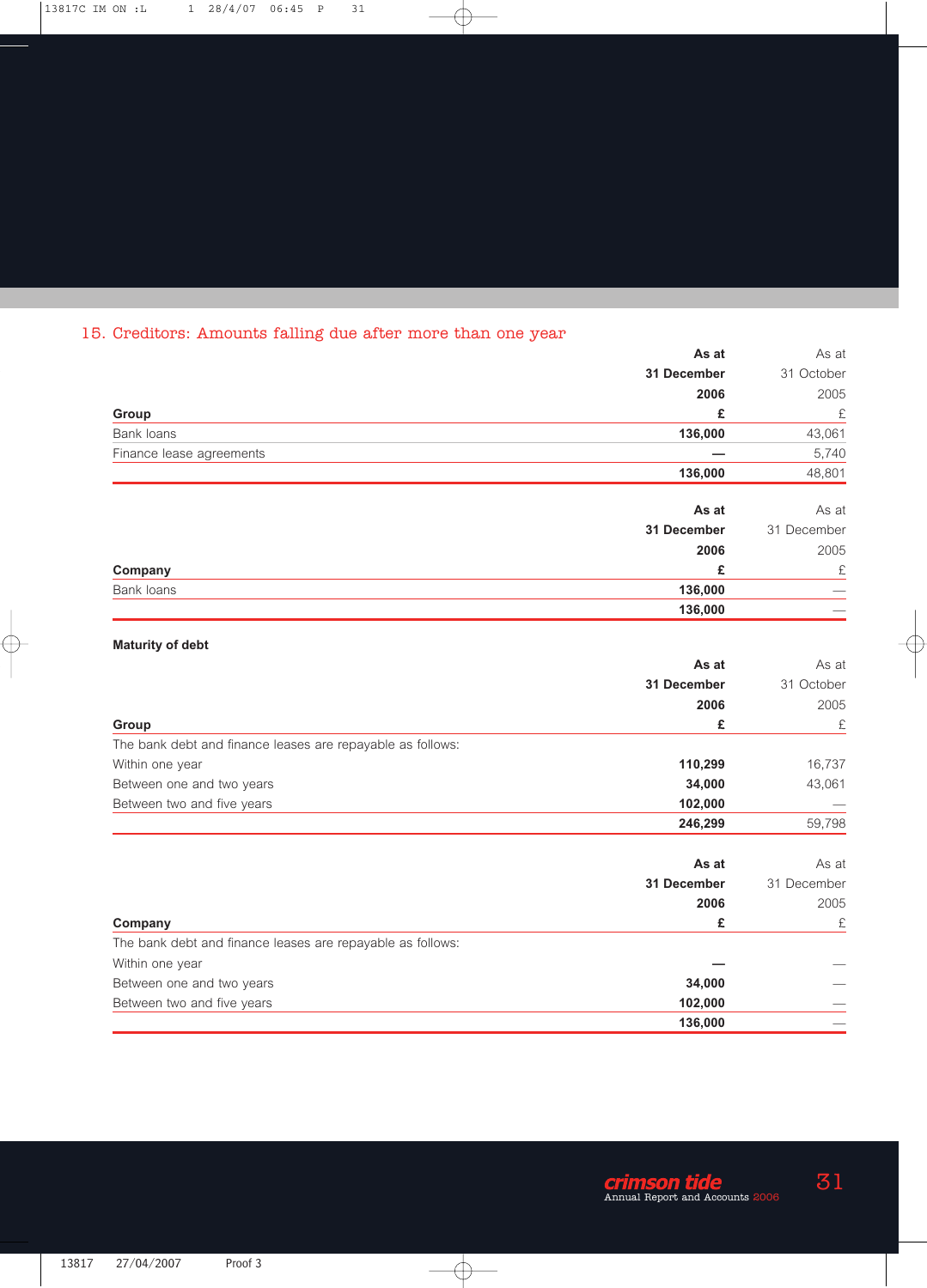## 15. Creditors: Amounts falling due after more than one year

| | As at 31 December 2006 | As at 31 October 2005 |
|---|---|---|
| **Group** | **£** | £ |
| Bank loans | **136,000** | 43,061 |
| Finance lease agreements | **—** | 5,740 |
| | **136,000** | 48,801 |

| | As at 31 December 2006 | As at 31 December 2005 |
|---|---|---|
| **Company** | **£** | £ |
| Bank loans | **136,000** | — |
| | **136,000** | — |

**Maturity of debt**

| | As at 31 December 2006 | As at 31 October 2005 |
|---|---|---|
| **Group** | **£** | £ |
| The bank debt and finance leases are repayable as follows: | | |
| Within one year | **110,299** | 16,737 |
| Between one and two years | **34,000** | 43,061 |
| Between two and five years | **102,000** | — |
| | **246,299** | 59,798 |

| | As at 31 December 2006 | As at 31 December 2005 |
|---|---|---|
| **Company** | **£** | £ |
| The bank debt and finance leases are repayable as follows: | | |
| Within one year | **—** | — |
| Between one and two years | **34,000** | — |
| Between two and five years | **102,000** | — |
| | **136,000** | — |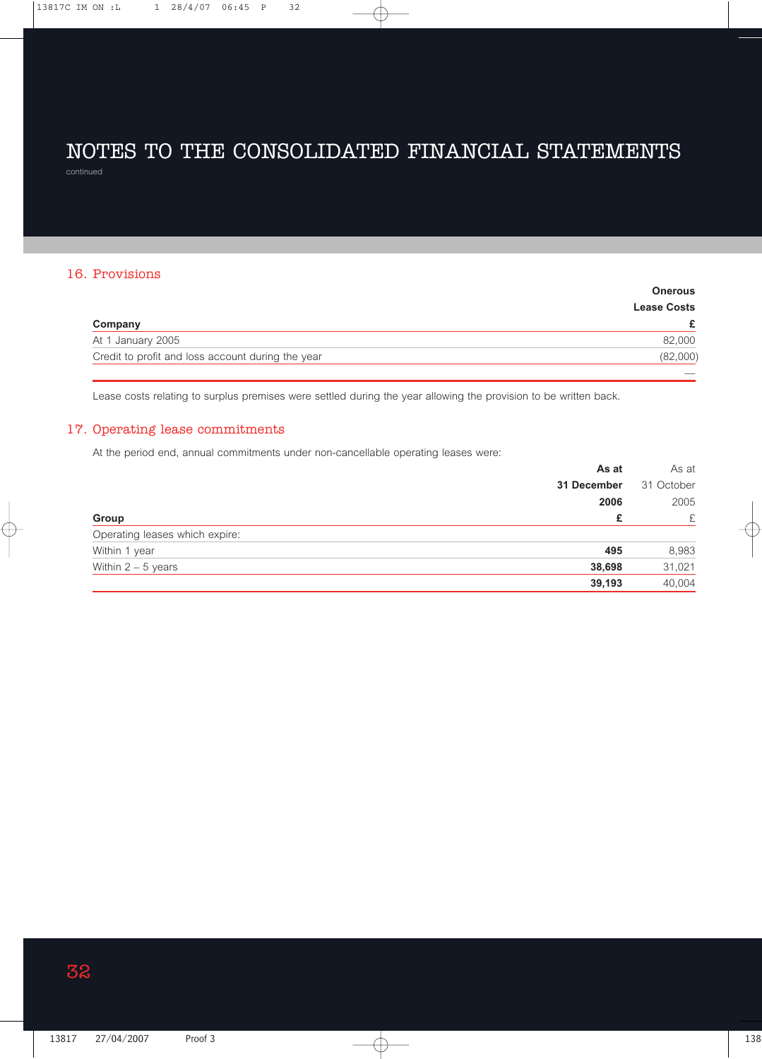# NOTES TO THE CONSOLIDATED FINANCIAL STATEMENTS

continued

## 16. Provisions

| Company | Onerous Lease Costs £ |
|---|---|
| At 1 January 2005 | 82,000 |
| Credit to profit and loss account during the year | (82,000) |
| | — |

Lease costs relating to surplus premises were settled during the year allowing the provision to be written back.

## 17. Operating lease commitments

At the period end, annual commitments under non-cancellable operating leases were:

| Group | **As at 31 December 2006 £** | As at 31 October 2005 £ |
|---|---|---|
| Operating leases which expire: | | |
| Within 1 year | **495** | 8,983 |
| Within 2 – 5 years | **38,698** | 31,021 |
| | **39,193** | 40,004 |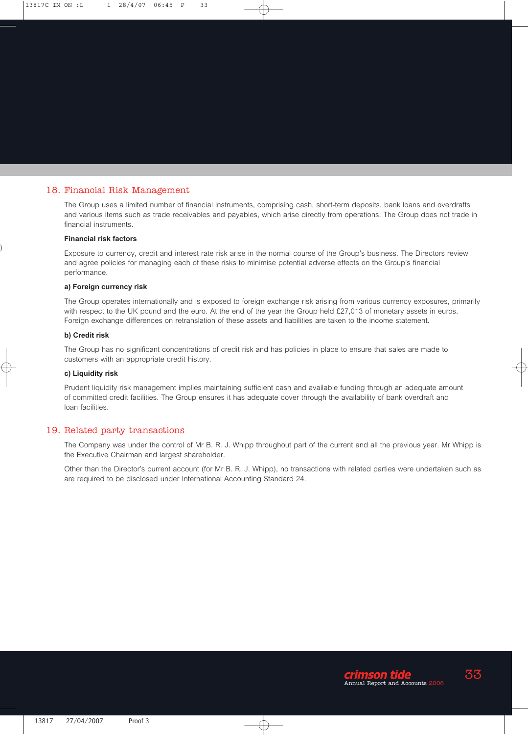## 18. Financial Risk Management

The Group uses a limited number of financial instruments, comprising cash, short-term deposits, bank loans and overdrafts and various items such as trade receivables and payables, which arise directly from operations. The Group does not trade in financial instruments.

**Financial risk factors**

Exposure to currency, credit and interest rate risk arise in the normal course of the Group's business. The Directors review and agree policies for managing each of these risks to minimise potential adverse effects on the Group's financial performance.

**a) Foreign currency risk**

The Group operates internationally and is exposed to foreign exchange risk arising from various currency exposures, primarily with respect to the UK pound and the euro. At the end of the year the Group held £27,013 of monetary assets in euros. Foreign exchange differences on retranslation of these assets and liabilities are taken to the income statement.

**b) Credit risk**

The Group has no significant concentrations of credit risk and has policies in place to ensure that sales are made to customers with an appropriate credit history.

**c) Liquidity risk**

Prudent liquidity risk management implies maintaining sufficient cash and available funding through an adequate amount of committed credit facilities. The Group ensures it has adequate cover through the availability of bank overdraft and loan facilities.

## 19. Related party transactions

The Company was under the control of Mr B. R. J. Whipp throughout part of the current and all the previous year. Mr Whipp is the Executive Chairman and largest shareholder.

Other than the Director's current account (for Mr B. R. J. Whipp), no transactions with related parties were undertaken such as are required to be disclosed under International Accounting Standard 24.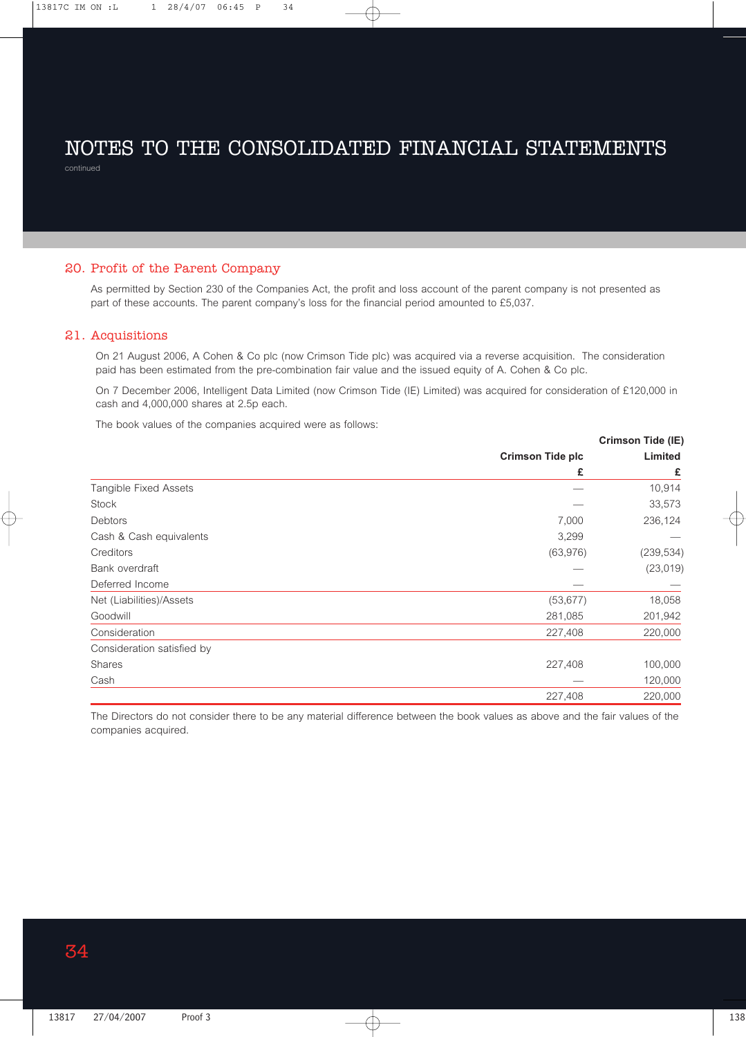# NOTES TO THE CONSOLIDATED FINANCIAL STATEMENTS

continued

## 20. Profit of the Parent Company

As permitted by Section 230 of the Companies Act, the profit and loss account of the parent company is not presented as part of these accounts. The parent company's loss for the financial period amounted to £5,037.

## 21. Acquisitions

On 21 August 2006, A Cohen & Co plc (now Crimson Tide plc) was acquired via a reverse acquisition. The consideration paid has been estimated from the pre-combination fair value and the issued equity of A. Cohen & Co plc.

On 7 December 2006, Intelligent Data Limited (now Crimson Tide (IE) Limited) was acquired for consideration of £120,000 in cash and 4,000,000 shares at 2.5p each.

The book values of the companies acquired were as follows:

| | Crimson Tide plc | Crimson Tide (IE) Limited |
|---|---|---|
| | £ | £ |
| Tangible Fixed Assets | — | 10,914 |
| Stock | — | 33,573 |
| Debtors | 7,000 | 236,124 |
| Cash & Cash equivalents | 3,299 | — |
| Creditors | (63,976) | (239,534) |
| Bank overdraft | — | (23,019) |
| Deferred Income | — | — |
| Net (Liabilities)/Assets | (53,677) | 18,058 |
| Goodwill | 281,085 | 201,942 |
| Consideration | 227,408 | 220,000 |
| Consideration satisfied by | | |
| Shares | 227,408 | 100,000 |
| Cash | — | 120,000 |
| | 227,408 | 220,000 |

The Directors do not consider there to be any material difference between the book values as above and the fair values of the companies acquired.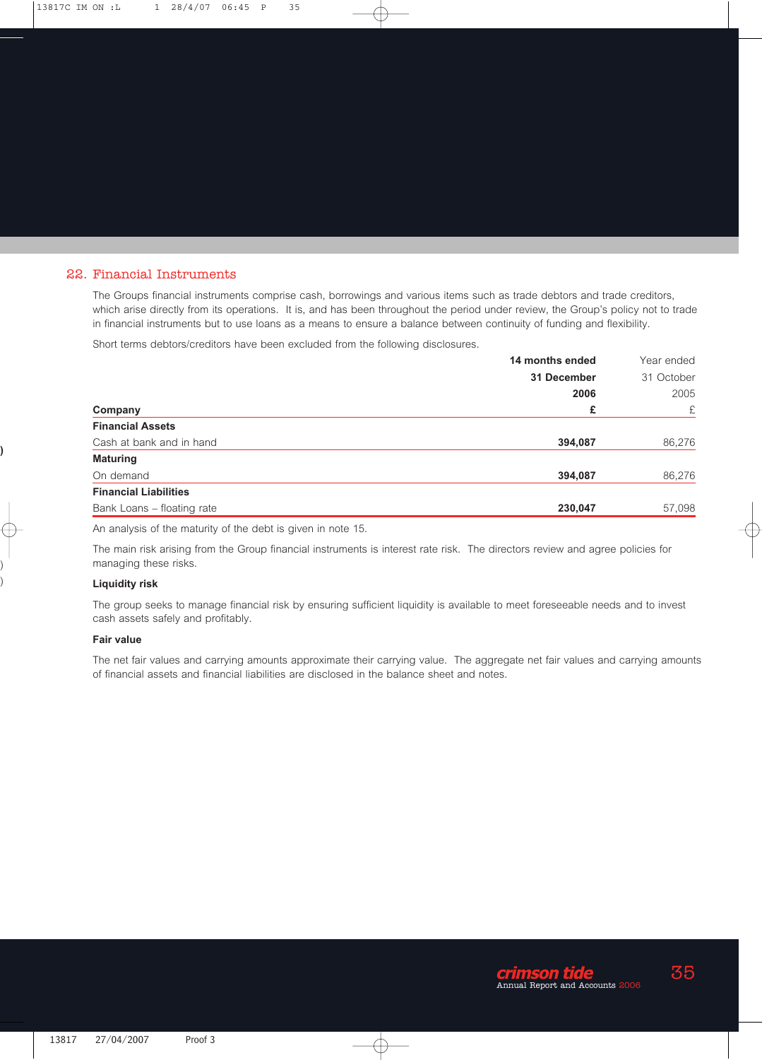## 22. Financial Instruments

The Groups financial instruments comprise cash, borrowings and various items such as trade debtors and trade creditors, which arise directly from its operations. It is, and has been throughout the period under review, the Group's policy not to trade in financial instruments but to use loans as a means to ensure a balance between continuity of funding and flexibility.

Short terms debtors/creditors have been excluded from the following disclosures.

| | **14 months ended 31 December 2006** | Year ended 31 October 2005 |
|---|---|---|
| **Company** | **£** | £ |
| **Financial Assets** | | |
| Cash at bank and in hand | **394,087** | 86,276 |
| **Maturing** | | |
| On demand | **394,087** | 86,276 |
| **Financial Liabilities** | | |
| Bank Loans – floating rate | **230,047** | 57,098 |

An analysis of the maturity of the debt is given in note 15.

The main risk arising from the Group financial instruments is interest rate risk. The directors review and agree policies for managing these risks.

**Liquidity risk**

The group seeks to manage financial risk by ensuring sufficient liquidity is available to meet foreseeable needs and to invest cash assets safely and profitably.

**Fair value**

The net fair values and carrying amounts approximate their carrying value. The aggregate net fair values and carrying amounts of financial assets and financial liabilities are disclosed in the balance sheet and notes.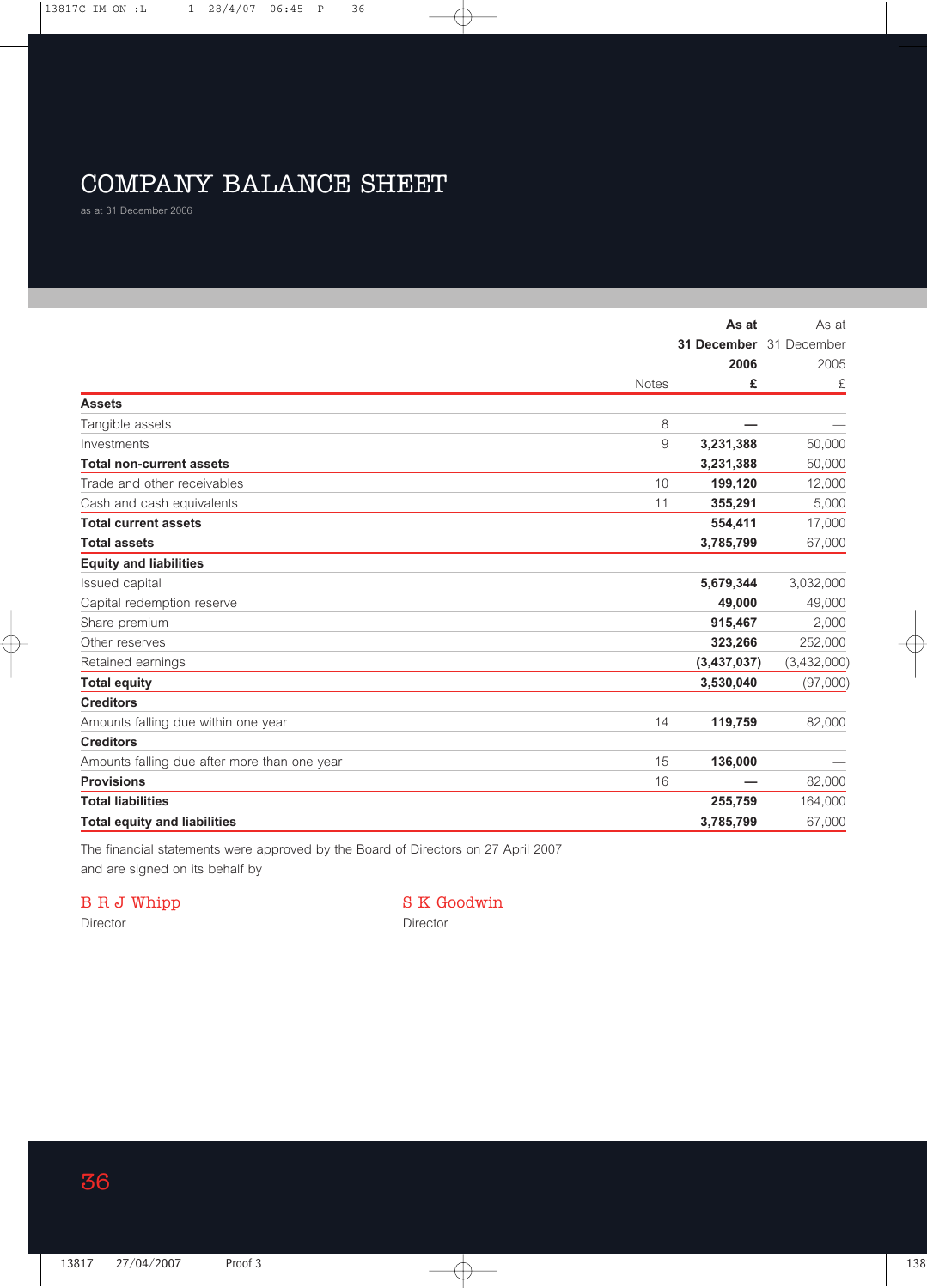# COMPANY BALANCE SHEET

as at 31 December 2006

| | Notes | As at 31 December 2006 £ | As at 31 December 2005 £ |
|---|---|---|---|
| **Assets** | | | |
| Tangible assets | 8 | **—** | — |
| Investments | 9 | **3,231,388** | 50,000 |
| **Total non-current assets** | | **3,231,388** | 50,000 |
| Trade and other receivables | 10 | **199,120** | 12,000 |
| Cash and cash equivalents | 11 | **355,291** | 5,000 |
| **Total current assets** | | **554,411** | 17,000 |
| **Total assets** | | **3,785,799** | 67,000 |
| **Equity and liabilities** | | | |
| Issued capital | | **5,679,344** | 3,032,000 |
| Capital redemption reserve | | **49,000** | 49,000 |
| Share premium | | **915,467** | 2,000 |
| Other reserves | | **323,266** | 252,000 |
| Retained earnings | | **(3,437,037)** | (3,432,000) |
| **Total equity** | | **3,530,040** | (97,000) |
| **Creditors** | | | |
| Amounts falling due within one year | 14 | **119,759** | 82,000 |
| **Creditors** | | | |
| Amounts falling due after more than one year | 15 | **136,000** | — |
| **Provisions** | 16 | **—** | 82,000 |
| **Total liabilities** | | **255,759** | 164,000 |
| **Total equity and liabilities** | | **3,785,799** | 67,000 |

The financial statements were approved by the Board of Directors on 27 April 2007 and are signed on its behalf by

B R J Whipp
Director

S K Goodwin
Director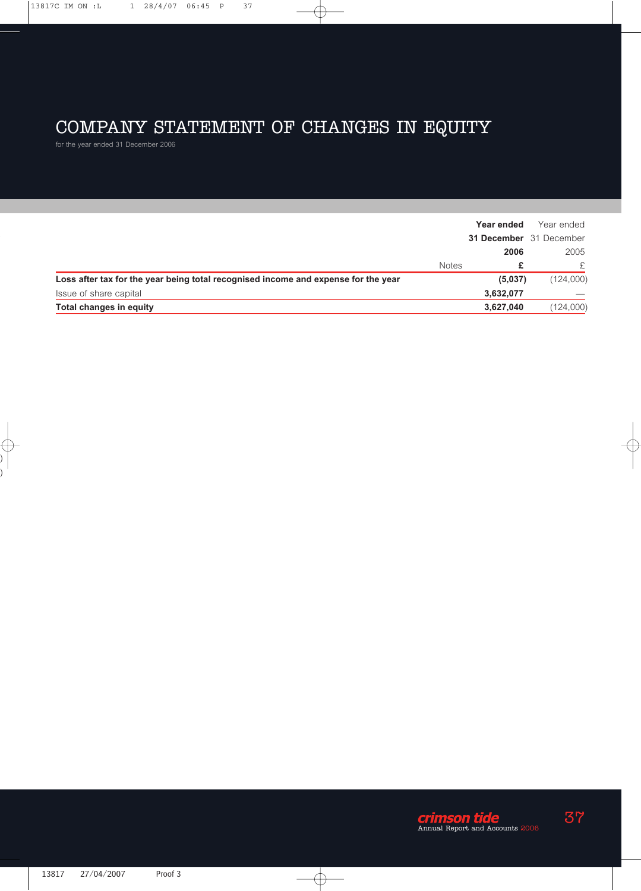# COMPANY STATEMENT OF CHANGES IN EQUITY

for the year ended 31 December 2006

| | Notes | **Year ended 31 December 2006 £** | Year ended 31 December 2005 £ |
|---|---|---|---|
| **Loss after tax for the year being total recognised income and expense for the year** | | **(5,037)** | (124,000) |
| Issue of share capital | | **3,632,077** | — |
| **Total changes in equity** | | **3,627,040** | (124,000) |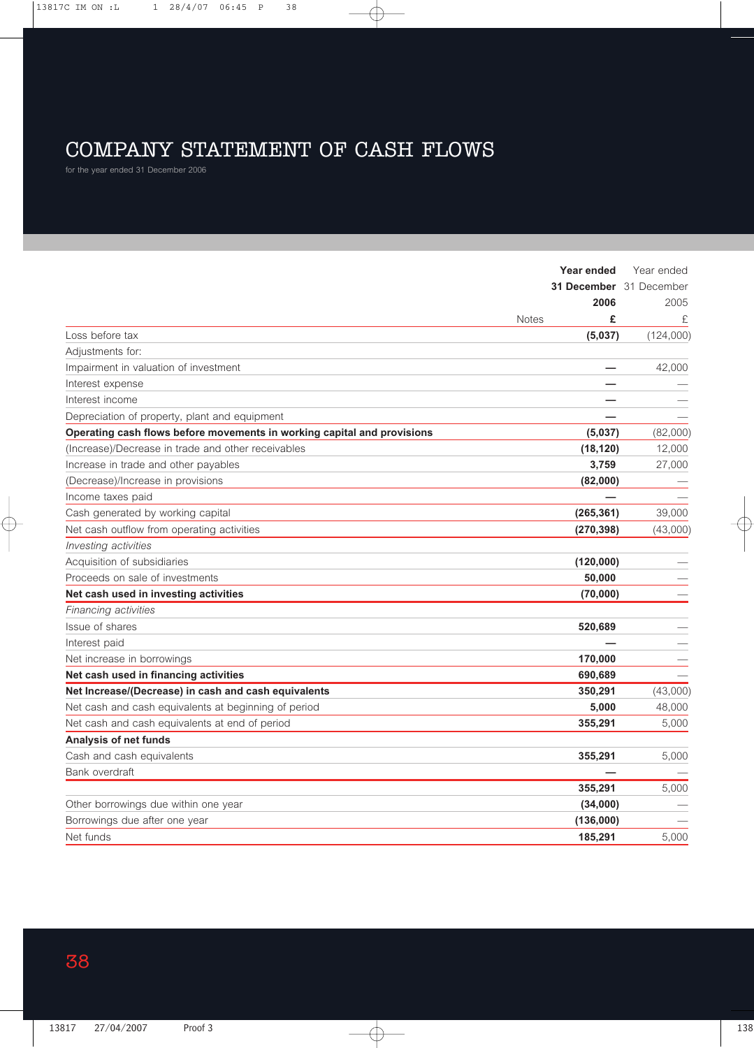# COMPANY STATEMENT OF CASH FLOWS

for the year ended 31 December 2006

| | Notes | **Year ended 31 December 2006 £** | Year ended 31 December 2005 £ |
|---|---|---|---|
| Loss before tax | | **(5,037)** | (124,000) |
| Adjustments for: | | | |
| Impairment in valuation of investment | | **—** | 42,000 |
| Interest expense | | **—** | — |
| Interest income | | **—** | — |
| Depreciation of property, plant and equipment | | **—** | — |
| **Operating cash flows before movements in working capital and provisions** | | **(5,037)** | (82,000) |
| (Increase)/Decrease in trade and other receivables | | **(18,120)** | 12,000 |
| Increase in trade and other payables | | **3,759** | 27,000 |
| (Decrease)/Increase in provisions | | **(82,000)** | — |
| Income taxes paid | | **—** | — |
| Cash generated by working capital | | **(265,361)** | 39,000 |
| Net cash outflow from operating activities | | **(270,398)** | (43,000) |
| *Investing activities* | | | |
| Acquisition of subsidiaries | | **(120,000)** | — |
| Proceeds on sale of investments | | **50,000** | — |
| **Net cash used in investing activities** | | **(70,000)** | — |
| *Financing activities* | | | |
| Issue of shares | | **520,689** | — |
| Interest paid | | **—** | — |
| Net increase in borrowings | | **170,000** | — |
| **Net cash used in financing activities** | | **690,689** | — |
| **Net Increase/(Decrease) in cash and cash equivalents** | | **350,291** | (43,000) |
| Net cash and cash equivalents at beginning of period | | **5,000** | 48,000 |
| Net cash and cash equivalents at end of period | | **355,291** | 5,000 |
| **Analysis of net funds** | | | |
| Cash and cash equivalents | | **355,291** | 5,000 |
| Bank overdraft | | **—** | — |
| | | **355,291** | 5,000 |
| Other borrowings due within one year | | **(34,000)** | — |
| Borrowings due after one year | | **(136,000)** | — |
| Net funds | | **185,291** | 5,000 |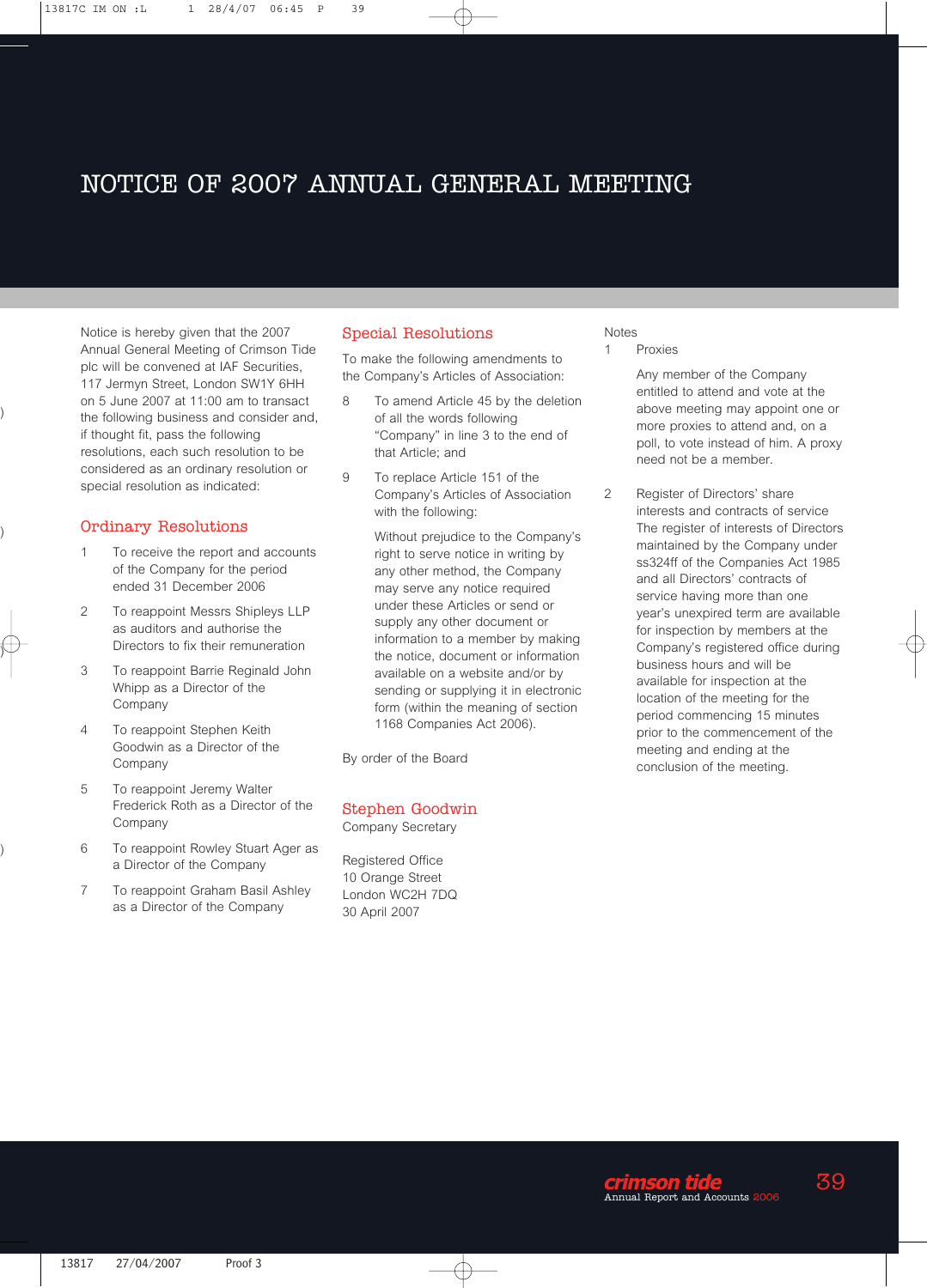# NOTICE OF 2007 ANNUAL GENERAL MEETING

Notice is hereby given that the 2007 Annual General Meeting of Crimson Tide plc will be convened at IAF Securities, 117 Jermyn Street, London SW1Y 6HH on 5 June 2007 at 11:00 am to transact the following business and consider and, if thought fit, pass the following resolutions, each such resolution to be considered as an ordinary resolution or special resolution as indicated:

## Ordinary Resolutions

1. To receive the report and accounts of the Company for the period ended 31 December 2006
2. To reappoint Messrs Shipleys LLP as auditors and authorise the Directors to fix their remuneration
3. To reappoint Barrie Reginald John Whipp as a Director of the Company
4. To reappoint Stephen Keith Goodwin as a Director of the Company
5. To reappoint Jeremy Walter Frederick Roth as a Director of the Company
6. To reappoint Rowley Stuart Ager as a Director of the Company
7. To reappoint Graham Basil Ashley as a Director of the Company

## Special Resolutions

To make the following amendments to the Company's Articles of Association:

8. To amend Article 45 by the deletion of all the words following "Company" in line 3 to the end of that Article; and
9. To replace Article 151 of the Company's Articles of Association with the following:

   Without prejudice to the Company's right to serve notice in writing by any other method, the Company may serve any notice required under these Articles or send or supply any other document or information to a member by making the notice, document or information available on a website and/or by sending or supplying it in electronic form (within the meaning of section 1168 Companies Act 2006).

By order of the Board

**Stephen Goodwin**
Company Secretary

Registered Office
10 Orange Street
London WC2H 7DQ
30 April 2007

Notes

1. Proxies

   Any member of the Company entitled to attend and vote at the above meeting may appoint one or more proxies to attend and, on a poll, to vote instead of him. A proxy need not be a member.

2. Register of Directors' share interests and contracts of service
   The register of interests of Directors maintained by the Company under ss324ff of the Companies Act 1985 and all Directors' contracts of service having more than one year's unexpired term are available for inspection by members at the Company's registered office during business hours and will be available for inspection at the location of the meeting for the period commencing 15 minutes prior to the commencement of the meeting and ending at the conclusion of the meeting.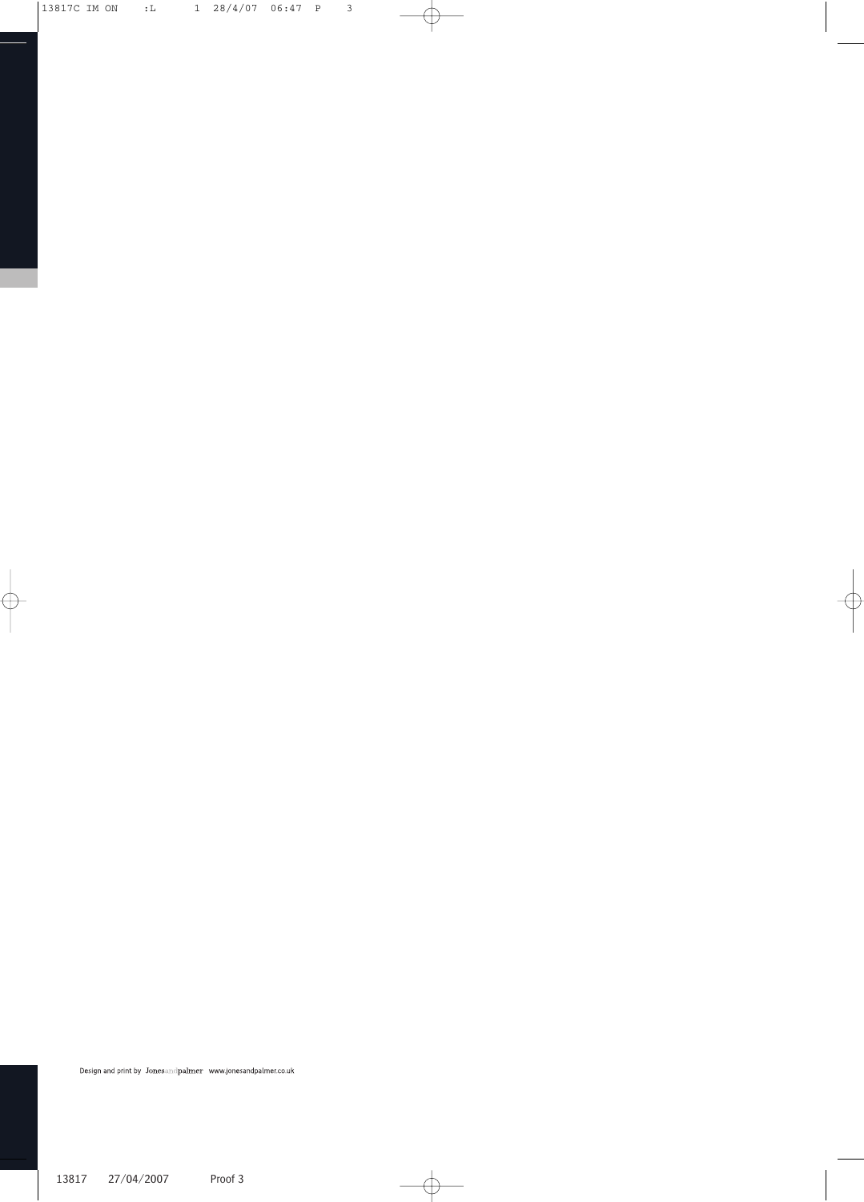Design and print by Jonesandpalmer www.jonesandpalmer.co.uk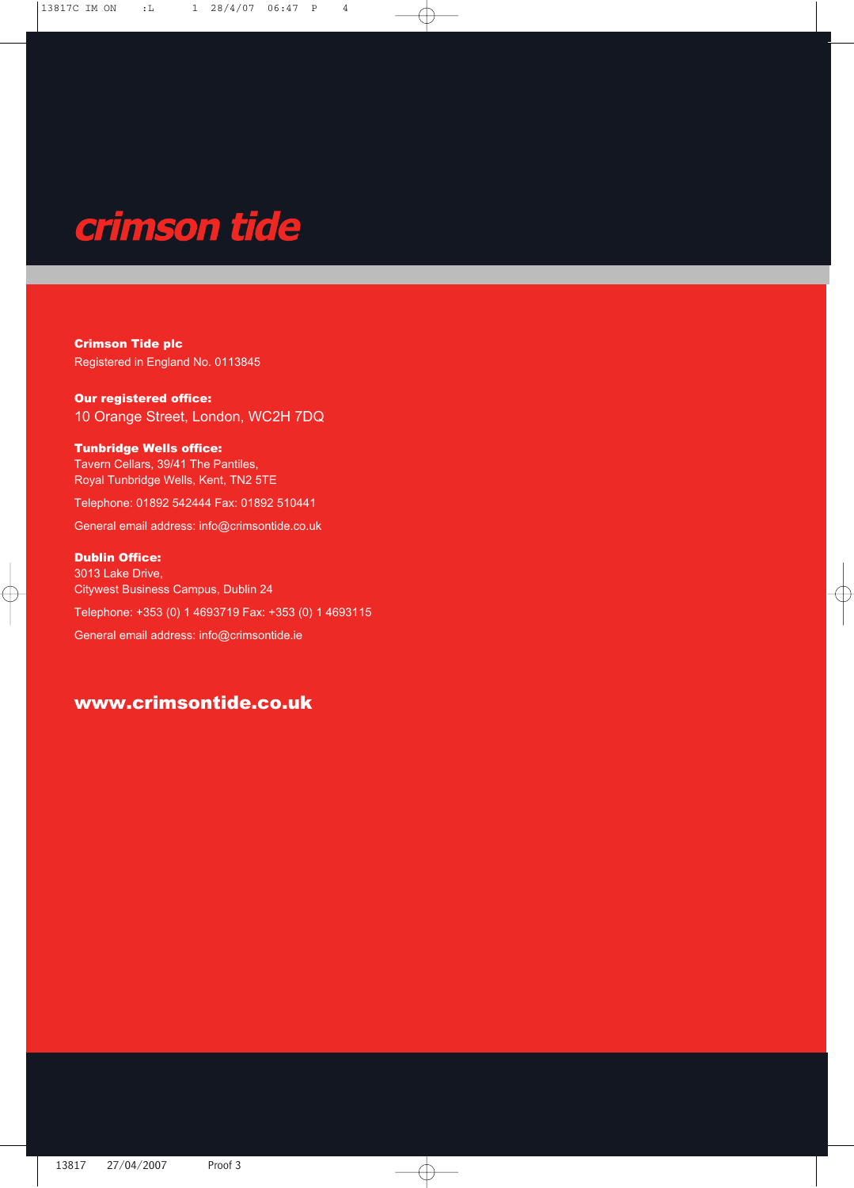crimson tide

**Crimson Tide plc**
Registered in England No. 0113845

**Our registered office:**
10 Orange Street, London, WC2H 7DQ

**Tunbridge Wells office:**
Tavern Cellars, 39/41 The Pantiles,
Royal Tunbridge Wells, Kent, TN2 5TE

Telephone: 01892 542444 Fax: 01892 510441

General email address: info@crimsontide.co.uk

**Dublin Office:**
3013 Lake Drive,
Citywest Business Campus, Dublin 24

Telephone: +353 (0) 1 4693719 Fax: +353 (0) 1 4693115

General email address: info@crimsontide.ie

**www.crimsontide.co.uk**